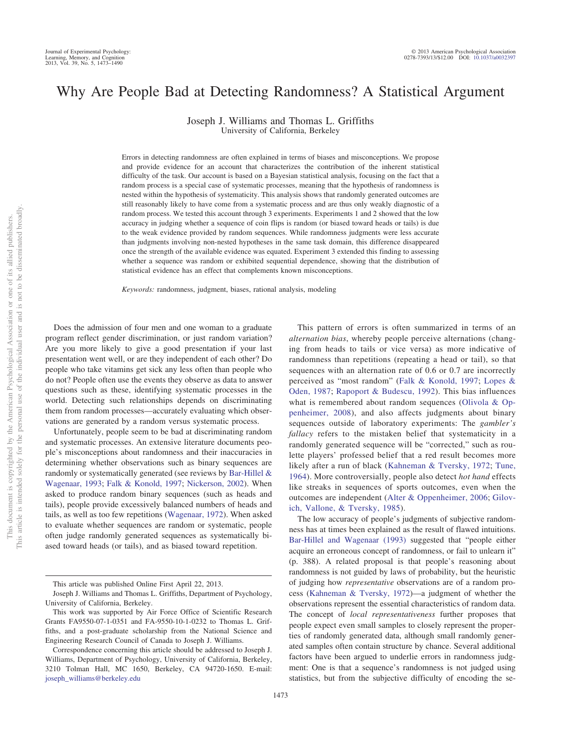// Why Are People Bad at Detecting Randomness? A Statistical Argument

Joseph J. Williams and Thomas L. Griffiths
University of California, Berkeley

Errors in detecting randomness are often explained in terms of biases and misconceptions. We propose and provide evidence for an account that characterizes the contribution of the inherent statistical difficulty of the task. Our account is based on a Bayesian statistical analysis, focusing on the fact that a random process is a special case of systematic processes, meaning that the hypothesis of randomness is nested within the hypothesis of systematicity. This analysis shows that randomly generated outcomes are still reasonably likely to have come from a systematic process and are thus only weakly diagnostic of a random process. We tested this account through 3 experiments. Experiments 1 and 2 showed that the low accuracy in judging whether a sequence of coin flips is random (or biased toward heads or tails) is due to the weak evidence provided by random sequences. While randomness judgments were less accurate than judgments involving non-nested hypotheses in the same task domain, this difference disappeared once the strength of the available evidence was equated. Experiment 3 extended this finding to assessing whether a sequence was random or exhibited sequential dependence, showing that the distribution of statistical evidence has an effect that complements known misconceptions.

*Keywords:* randomness, judgment, biases, rational analysis, modeling

Does the admission of four men and one woman to a graduate program reflect gender discrimination, or just random variation? Are you more likely to give a good presentation if your last presentation went well, or are they independent of each other? Do people who take vitamins get sick any less often than people who do not? People often use the events they observe as data to answer questions such as these, identifying systematic processes in the world. Detecting such relationships depends on discriminating them from random processes—accurately evaluating which observations are generated by a random versus systematic process.

Unfortunately, people seem to be bad at discriminating random and systematic processes. An extensive literature documents people's misconceptions about randomness and their inaccuracies in determining whether observations such as binary sequences are randomly or systematically generated (see reviews by Bar-Hillel & Wagenaar, 1993; Falk & Konold, 1997; Nickerson, 2002). When asked to produce random binary sequences (such as heads and tails), people provide excessively balanced numbers of heads and tails, as well as too few repetitions (Wagenaar, 1972). When asked to evaluate whether sequences are random or systematic, people often judge randomly generated sequences as systematically biased toward heads (or tails), and as biased toward repetition.

This pattern of errors is often summarized in terms of an *alternation bias*, whereby people perceive alternations (changing from heads to tails or vice versa) as more indicative of randomness than repetitions (repeating a head or tail), so that sequences with an alternation rate of 0.6 or 0.7 are incorrectly perceived as "most random" (Falk & Konold, 1997; Lopes & Oden, 1987; Rapoport & Budescu, 1992). This bias influences what is remembered about random sequences (Olivola & Oppenheimer, 2008), and also affects judgments about binary sequences outside of laboratory experiments: The *gambler's fallacy* refers to the mistaken belief that systematicity in a randomly generated sequence will be "corrected," such as roulette players' professed belief that a red result becomes more likely after a run of black (Kahneman & Tversky, 1972; Tune, 1964). More controversially, people also detect *hot hand* effects like streaks in sequences of sports outcomes, even when the outcomes are independent (Alter & Oppenheimer, 2006; Gilovich, Vallone, & Tversky, 1985).

The low accuracy of people's judgments of subjective randomness has at times been explained as the result of flawed intuitions. Bar-Hillel and Wagenaar (1993) suggested that "people either acquire an erroneous concept of randomness, or fail to unlearn it" (p. 388). A related proposal is that people's reasoning about randomness is not guided by laws of probability, but the heuristic of judging how *representative* observations are of a random process (Kahneman & Tversky, 1972)—a judgment of whether the observations represent the essential characteristics of random data. The concept of *local representativeness* further proposes that people expect even small samples to closely represent the properties of randomly generated data, although small randomly generated samples often contain structure by chance. Several additional factors have been argued to underlie errors in randomness judgment: One is that a sequence's randomness is not judged using statistics, but from the subjective difficulty of encoding the se-

---

This article was published Online First April 22, 2013.

Joseph J. Williams and Thomas L. Griffiths, Department of Psychology, University of California, Berkeley.

This work was supported by Air Force Office of Scientific Research Grants FA9550-07-1-0351 and FA-9550-10-1-0232 to Thomas L. Griffiths, and a post-graduate scholarship from the National Science and Engineering Research Council of Canada to Joseph J. Williams.

Correspondence concerning this article should be addressed to Joseph J. Williams, Department of Psychology, University of California, Berkeley, 3210 Tolman Hall, MC 1650, Berkeley, CA 94720-1650. E-mail: joseph_williams@berkeley.edu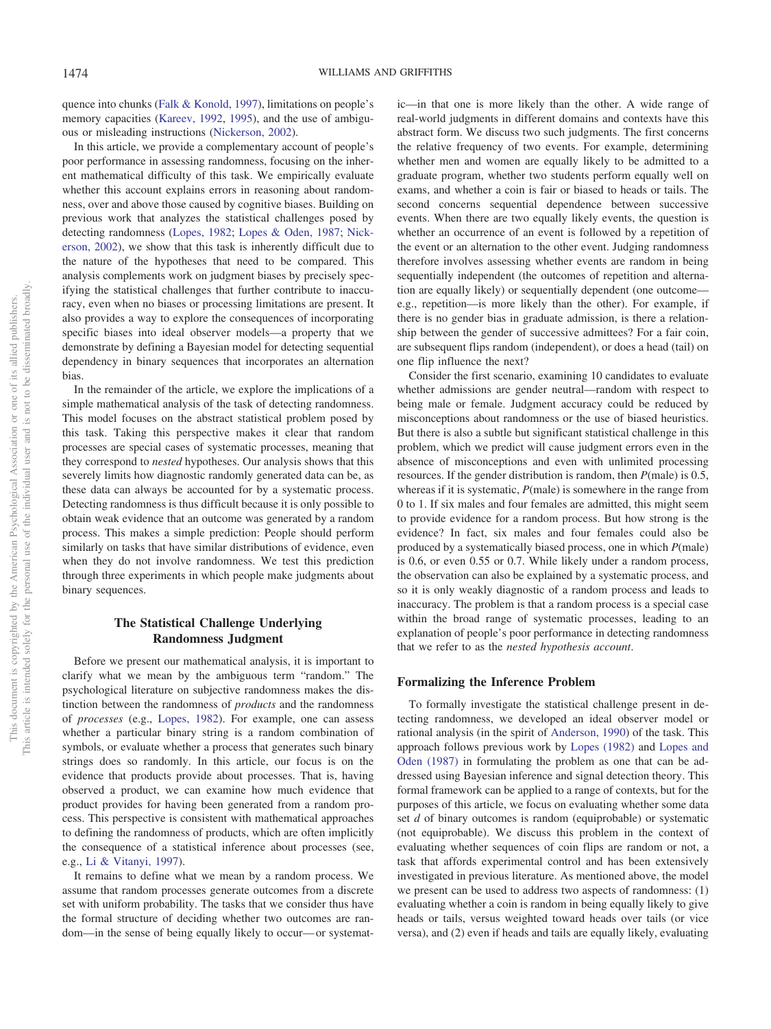quence into chunks (Falk & Konold, 1997), limitations on people's memory capacities (Kareev, 1992, 1995), and the use of ambiguous or misleading instructions (Nickerson, 2002).

In this article, we provide a complementary account of people's poor performance in assessing randomness, focusing on the inherent mathematical difficulty of this task. We empirically evaluate whether this account explains errors in reasoning about randomness, over and above those caused by cognitive biases. Building on previous work that analyzes the statistical challenges posed by detecting randomness (Lopes, 1982; Lopes & Oden, 1987; Nickerson, 2002), we show that this task is inherently difficult due to the nature of the hypotheses that need to be compared. This analysis complements work on judgment biases by precisely specifying the statistical challenges that further contribute to inaccuracy, even when no biases or processing limitations are present. It also provides a way to explore the consequences of incorporating specific biases into ideal observer models—a property that we demonstrate by defining a Bayesian model for detecting sequential dependency in binary sequences that incorporates an alternation bias.

In the remainder of the article, we explore the implications of a simple mathematical analysis of the task of detecting randomness. This model focuses on the abstract statistical problem posed by this task. Taking this perspective makes it clear that random processes are special cases of systematic processes, meaning that they correspond to *nested* hypotheses. Our analysis shows that this severely limits how diagnostic randomly generated data can be, as these data can always be accounted for by a systematic process. Detecting randomness is thus difficult because it is only possible to obtain weak evidence that an outcome was generated by a random process. This makes a simple prediction: People should perform similarly on tasks that have similar distributions of evidence, even when they do not involve randomness. We test this prediction through three experiments in which people make judgments about binary sequences.

## The Statistical Challenge Underlying Randomness Judgment

Before we present our mathematical analysis, it is important to clarify what we mean by the ambiguous term "random." The psychological literature on subjective randomness makes the distinction between the randomness of *products* and the randomness of *processes* (e.g., Lopes, 1982). For example, one can assess whether a particular binary string is a random combination of symbols, or evaluate whether a process that generates such binary strings does so randomly. In this article, our focus is on the evidence that products provide about processes. That is, having observed a product, we can examine how much evidence that product provides for having been generated from a random process. This perspective is consistent with mathematical approaches to defining the randomness of products, which are often implicitly the consequence of a statistical inference about processes (see, e.g., Li & Vitanyi, 1997).

It remains to define what we mean by a random process. We assume that random processes generate outcomes from a discrete set with uniform probability. The tasks that we consider thus have the formal structure of deciding whether two outcomes are random—in the sense of being equally likely to occur—or systematic—in that one is more likely than the other. A wide range of real-world judgments in different domains and contexts have this abstract form. We discuss two such judgments. The first concerns the relative frequency of two events. For example, determining whether men and women are equally likely to be admitted to a graduate program, whether two students perform equally well on exams, and whether a coin is fair or biased to heads or tails. The second concerns sequential dependence between successive events. When there are two equally likely events, the question is whether an occurrence of an event is followed by a repetition of the event or an alternation to the other event. Judging randomness therefore involves assessing whether events are random in being sequentially independent (the outcomes of repetition and alternation are equally likely) or sequentially dependent (one outcome—e.g., repetition—is more likely than the other). For example, if there is no gender bias in graduate admission, is there a relationship between the gender of successive admittees? For a fair coin, are subsequent flips random (independent), or does a head (tail) on one flip influence the next?

Consider the first scenario, examining 10 candidates to evaluate whether admissions are gender neutral—random with respect to being male or female. Judgment accuracy could be reduced by misconceptions about randomness or the use of biased heuristics. But there is also a subtle but significant statistical challenge in this problem, which we predict will cause judgment errors even in the absence of misconceptions and even with unlimited processing resources. If the gender distribution is random, then $P$(male) is 0.5, whereas if it is systematic, $P$(male) is somewhere in the range from 0 to 1. If six males and four females are admitted, this might seem to provide evidence for a random process. But how strong is the evidence? In fact, six males and four females could also be produced by a systematically biased process, one in which $P$(male) is 0.6, or even 0.55 or 0.7. While likely under a random process, the observation can also be explained by a systematic process, and so it is only weakly diagnostic of a random process and leads to inaccuracy. The problem is that a random process is a special case within the broad range of systematic processes, leading to an explanation of people's poor performance in detecting randomness that we refer to as the *nested hypothesis account*.

### Formalizing the Inference Problem

To formally investigate the statistical challenge present in detecting randomness, we developed an ideal observer model or rational analysis (in the spirit of Anderson, 1990) of the task. This approach follows previous work by Lopes (1982) and Lopes and Oden (1987) in formulating the problem as one that can be addressed using Bayesian inference and signal detection theory. This formal framework can be applied to a range of contexts, but for the purposes of this article, we focus on evaluating whether some data set $d$ of binary outcomes is random (equiprobable) or systematic (not equiprobable). We discuss this problem in the context of evaluating whether sequences of coin flips are random or not, a task that affords experimental control and has been extensively investigated in previous literature. As mentioned above, the model we present can be used to address two aspects of randomness: (1) evaluating whether a coin is random in being equally likely to give heads or tails, versus weighted toward heads over tails (or vice versa), and (2) even if heads and tails are equally likely, evaluating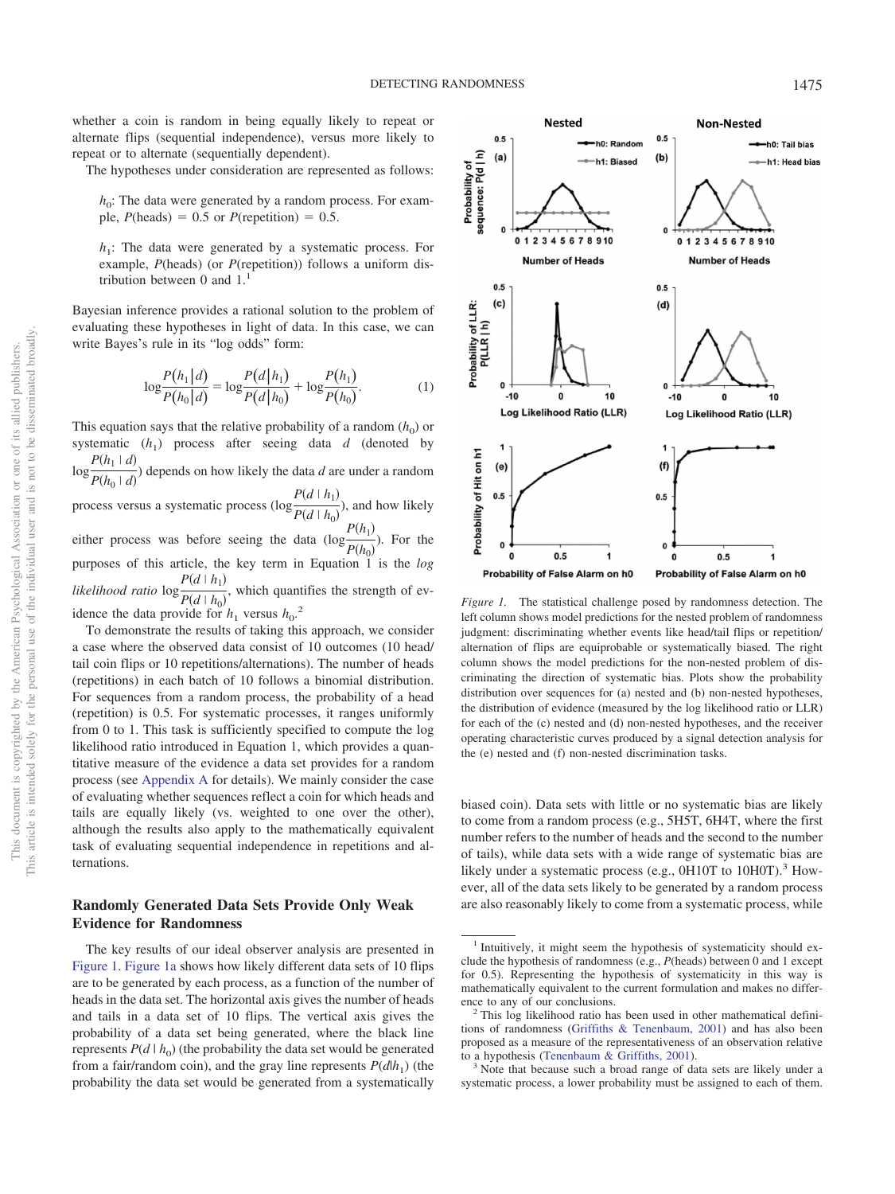whether a coin is random in being equally likely to repeat or alternate flips (sequential independence), versus more likely to repeat or to alternate (sequentially dependent).

The hypotheses under consideration are represented as follows:

> $h_0$: The data were generated by a random process. For example, $P(\text{heads}) = 0.5$ or $P(\text{repetition}) = 0.5$.
>
> $h_1$: The data were generated by a systematic process. For example, $P(\text{heads})$ (or $P(\text{repetition})$) follows a uniform distribution between 0 and 1.[1]

Bayesian inference provides a rational solution to the problem of evaluating these hypotheses in light of data. In this case, we can write Bayes's rule in its "log odds" form:

$$\log\frac{P(h_1|d)}{P(h_0|d)} = \log\frac{P(d|h_1)}{P(d|h_0)} + \log\frac{P(h_1)}{P(h_0)}. \tag{1}$$

This equation says that the relative probability of a random ($h_0$) or systematic ($h_1$) process after seeing data $d$ (denoted by $\log\frac{P(h_1 \mid d)}{P(h_0 \mid d)}$) depends on how likely the data $d$ are under a random process versus a systematic process ($\log\frac{P(d \mid h_1)}{P(d \mid h_0)}$), and how likely either process was before seeing the data ($\log\frac{P(h_1)}{P(h_0)}$). For the purposes of this article, the key term in Equation 1 is the *log likelihood ratio* $\log\frac{P(d \mid h_1)}{P(d \mid h_0)}$, which quantifies the strength of evidence the data provide for $h_1$ versus $h_0$.[2]

To demonstrate the results of taking this approach, we consider a case where the observed data consist of 10 outcomes (10 head/tail coin flips or 10 repetitions/alternations). The number of heads (repetitions) in each batch of 10 follows a binomial distribution. For sequences from a random process, the probability of a head (repetition) is 0.5. For systematic processes, it ranges uniformly from 0 to 1. This task is sufficiently specified to compute the log likelihood ratio introduced in Equation 1, which provides a quantitative measure of the evidence a data set provides for a random process (see Appendix A for details). We mainly consider the case of evaluating whether sequences reflect a coin for which heads and tails are equally likely (vs. weighted to one over the other), although the results also apply to the mathematically equivalent task of evaluating sequential independence in repetitions and alternations.

## Randomly Generated Data Sets Provide Only Weak Evidence for Randomness

The key results of our ideal observer analysis are presented in Figure 1. Figure 1a shows how likely different data sets of 10 flips are to be generated by each process, as a function of the number of heads in the data set. The horizontal axis gives the number of heads and tails in a data set of 10 flips. The vertical axis gives the probability of a data set being generated, where the black line represents $P(d \mid h_0)$ (the probability the data set would be generated from a fair/random coin), and the gray line represents $P(d|h_1)$ (the probability the data set would be generated from a systematically biased coin). Data sets with little or no systematic bias are likely to come from a random process (e.g., 5H5T, 6H4T, where the first number refers to the number of heads and the second to the number of tails), while data sets with a wide range of systematic bias are likely under a systematic process (e.g., 0H10T to 10H0T).[3] However, all of the data sets likely to be generated by a random process are also reasonably likely to come from a systematic process, while

*Figure 1.* The statistical challenge posed by randomness detection. The left column shows model predictions for the nested problem of randomness judgment: discriminating whether events like head/tail flips or repetition/alternation of flips are equiprobable or systematically biased. The right column shows the model predictions for the non-nested problem of discriminating the direction of systematic bias. Plots show the probability distribution over sequences for (a) nested and (b) non-nested hypotheses, the distribution of evidence (measured by the log likelihood ratio or LLR) for each of the (c) nested and (d) non-nested hypotheses, and the receiver operating characteristic curves produced by a signal detection analysis for the (e) nested and (f) non-nested discrimination tasks.

---

[1] Intuitively, it might seem the hypothesis of systematicity should exclude the hypothesis of randomness (e.g., $P(\text{heads})$ between 0 and 1 except for 0.5). Representing the hypothesis of systematicity in this way is mathematically equivalent to the current formulation and makes no difference to any of our conclusions.

[2] This log likelihood ratio has been used in other mathematical definitions of randomness (Griffiths & Tenenbaum, 2001) and has also been proposed as a measure of the representativeness of an observation relative to a hypothesis (Tenenbaum & Griffiths, 2001).

[3] Note that because such a broad range of data sets are likely under a systematic process, a lower probability must be assigned to each of them.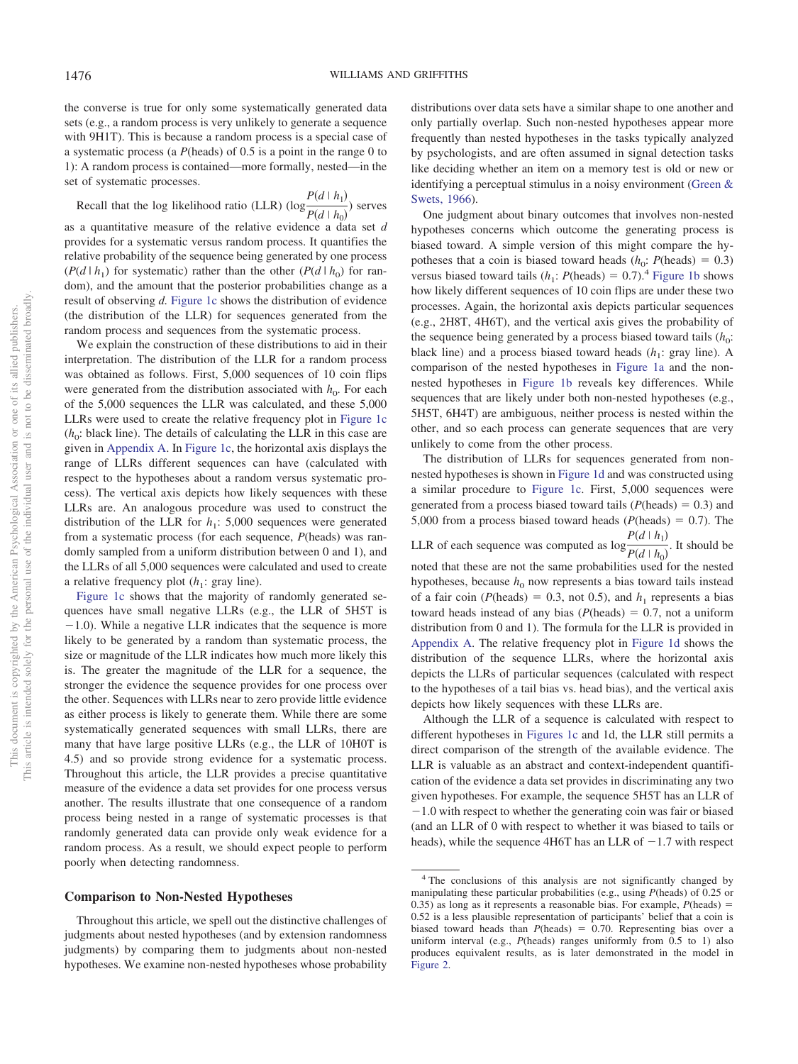the converse is true for only some systematically generated data sets (e.g., a random process is very unlikely to generate a sequence with 9H1T). This is because a random process is a special case of a systematic process (a $P$(heads) of 0.5 is a point in the range 0 to 1): A random process is contained—more formally, nested—in the set of systematic processes.

Recall that the log likelihood ratio (LLR) ($\log\frac{P(d \mid h_1)}{P(d \mid h_0)}$) serves as a quantitative measure of the relative evidence a data set $d$ provides for a systematic versus random process. It quantifies the relative probability of the sequence being generated by one process ($P(d \mid h_1)$ for systematic) rather than the other ($P(d \mid h_0)$ for random), and the amount that the posterior probabilities change as a result of observing $d$. Figure 1c shows the distribution of evidence (the distribution of the LLR) for sequences generated from the random process and sequences from the systematic process.

We explain the construction of these distributions to aid in their interpretation. The distribution of the LLR for a random process was obtained as follows. First, 5,000 sequences of 10 coin flips were generated from the distribution associated with $h_0$. For each of the 5,000 sequences the LLR was calculated, and these 5,000 LLRs were used to create the relative frequency plot in Figure 1c ($h_0$: black line). The details of calculating the LLR in this case are given in Appendix A. In Figure 1c, the horizontal axis displays the range of LLRs different sequences can have (calculated with respect to the hypotheses about a random versus systematic process). The vertical axis depicts how likely sequences with these LLRs are. An analogous procedure was used to construct the distribution of the LLR for $h_1$: 5,000 sequences were generated from a systematic process (for each sequence, $P$(heads) was randomly sampled from a uniform distribution between 0 and 1), and the LLRs of all 5,000 sequences were calculated and used to create a relative frequency plot ($h_1$: gray line).

Figure 1c shows that the majority of randomly generated sequences have small negative LLRs (e.g., the LLR of 5H5T is −1.0). While a negative LLR indicates that the sequence is more likely to be generated by a random than systematic process, the size or magnitude of the LLR indicates how much more likely this is. The greater the magnitude of the LLR for a sequence, the stronger the evidence the sequence provides for one process over the other. Sequences with LLRs near to zero provide little evidence as either process is likely to generate them. While there are some systematically generated sequences with small LLRs, there are many that have large positive LLRs (e.g., the LLR of 10H0T is 4.5) and so provide strong evidence for a systematic process. Throughout this article, the LLR provides a precise quantitative measure of the evidence a data set provides for one process versus another. The results illustrate that one consequence of a random process being nested in a range of systematic processes is that randomly generated data can provide only weak evidence for a random process. As a result, we should expect people to perform poorly when detecting randomness.

## Comparison to Non-Nested Hypotheses

Throughout this article, we spell out the distinctive challenges of judgments about nested hypotheses (and by extension randomness judgments) by comparing them to judgments about non-nested hypotheses. We examine non-nested hypotheses whose probability distributions over data sets have a similar shape to one another and only partially overlap. Such non-nested hypotheses appear more frequently than nested hypotheses in the tasks typically analyzed by psychologists, and are often assumed in signal detection tasks like deciding whether an item on a memory test is old or new or identifying a perceptual stimulus in a noisy environment (Green & Swets, 1966).

One judgment about binary outcomes that involves non-nested hypotheses concerns which outcome the generating process is biased toward. A simple version of this might compare the hypotheses that a coin is biased toward heads ($h_0$: $P$(heads) = 0.3) versus biased toward tails ($h_1$: $P$(heads) = 0.7).[4] Figure 1b shows how likely different sequences of 10 coin flips are under these two processes. Again, the horizontal axis depicts particular sequences (e.g., 2H8T, 4H6T), and the vertical axis gives the probability of the sequence being generated by a process biased toward tails ($h_0$: black line) and a process biased toward heads ($h_1$: gray line). A comparison of the nested hypotheses in Figure 1a and the non-nested hypotheses in Figure 1b reveals key differences. While sequences that are likely under both non-nested hypotheses (e.g., 5H5T, 6H4T) are ambiguous, neither process is nested within the other, and so each process can generate sequences that are very unlikely to come from the other process.

The distribution of LLRs for sequences generated from non-nested hypotheses is shown in Figure 1d and was constructed using a similar procedure to Figure 1c. First, 5,000 sequences were generated from a process biased toward tails ($P$(heads) = 0.3) and 5,000 from a process biased toward heads ($P$(heads) = 0.7). The LLR of each sequence was computed as $\log\frac{P(d \mid h_1)}{P(d \mid h_0)}$. It should be noted that these are not the same probabilities used for the nested hypotheses, because $h_0$ now represents a bias toward tails instead of a fair coin ($P$(heads) = 0.3, not 0.5), and $h_1$ represents a bias toward heads instead of any bias ($P$(heads) = 0.7, not a uniform distribution from 0 and 1). The formula for the LLR is provided in Appendix A. The relative frequency plot in Figure 1d shows the distribution of the sequence LLRs, where the horizontal axis depicts the LLRs of particular sequences (calculated with respect to the hypotheses of a tail bias vs. head bias), and the vertical axis depicts how likely sequences with these LLRs are.

Although the LLR of a sequence is calculated with respect to different hypotheses in Figures 1c and 1d, the LLR still permits a direct comparison of the strength of the available evidence. The LLR is valuable as an abstract and context-independent quantification of the evidence a data set provides in discriminating any two given hypotheses. For example, the sequence 5H5T has an LLR of −1.0 with respect to whether the generating coin was fair or biased (and an LLR of 0 with respect to whether it was biased to tails or heads), while the sequence 4H6T has an LLR of −1.7 with respect

[4] The conclusions of this analysis are not significantly changed by manipulating these particular probabilities (e.g., using $P$(heads) of 0.25 or 0.35) as long as it represents a reasonable bias. For example, $P$(heads) = 0.52 is a less plausible representation of participants' belief that a coin is biased toward heads than $P$(heads) = 0.70. Representing bias over a uniform interval (e.g., $P$(heads) ranges uniformly from 0.5 to 1) also produces equivalent results, as is later demonstrated in the model in Figure 2.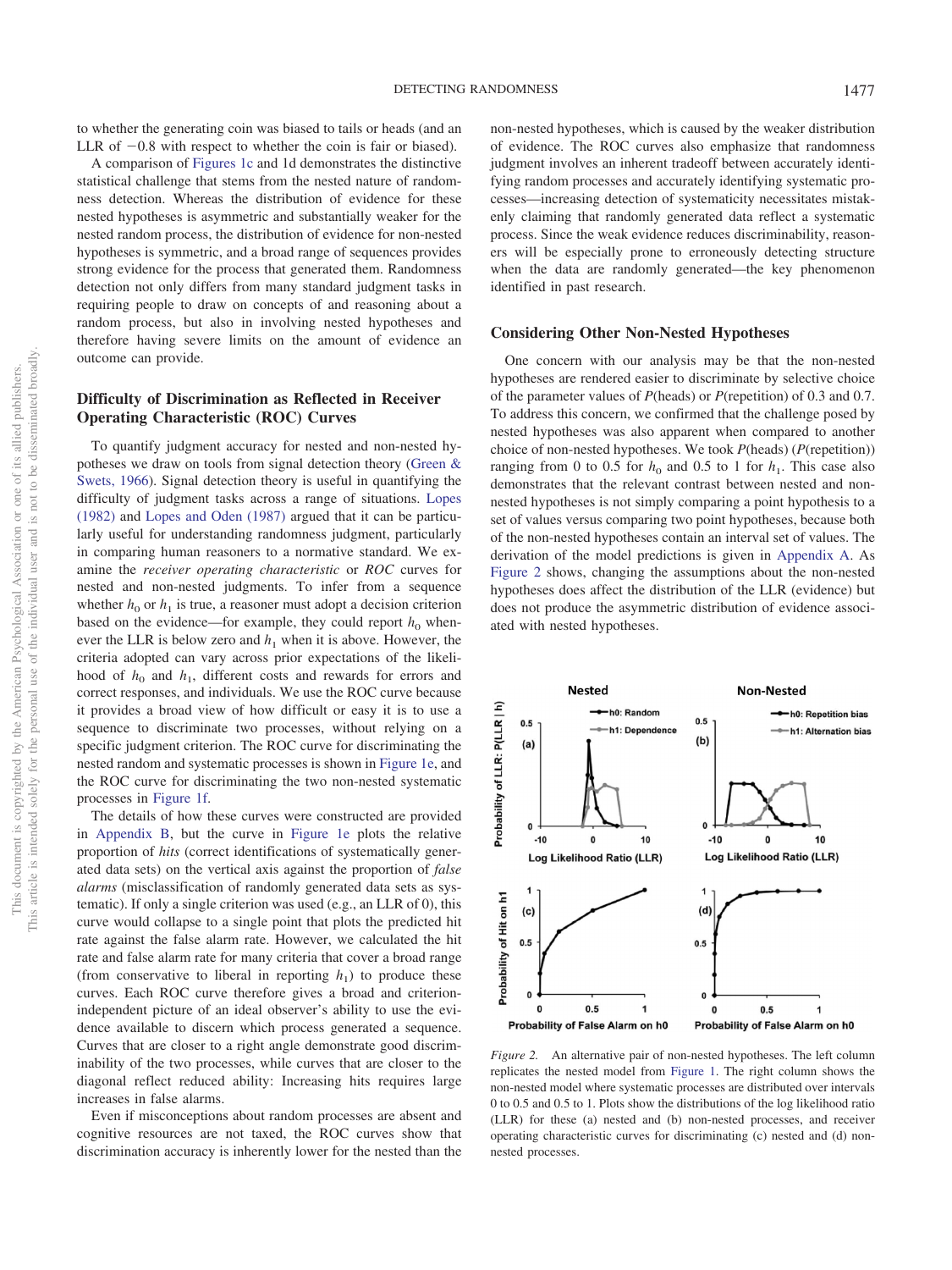to whether the generating coin was biased to tails or heads (and an LLR of −0.8 with respect to whether the coin is fair or biased).

A comparison of Figures 1c and 1d demonstrates the distinctive statistical challenge that stems from the nested nature of randomness detection. Whereas the distribution of evidence for these nested hypotheses is asymmetric and substantially weaker for the nested random process, the distribution of evidence for non-nested hypotheses is symmetric, and a broad range of sequences provides strong evidence for the process that generated them. Randomness detection not only differs from many standard judgment tasks in requiring people to draw on concepts of and reasoning about a random process, but also in involving nested hypotheses and therefore having severe limits on the amount of evidence an outcome can provide.

## Difficulty of Discrimination as Reflected in Receiver Operating Characteristic (ROC) Curves

To quantify judgment accuracy for nested and non-nested hypotheses we draw on tools from signal detection theory (Green & Swets, 1966). Signal detection theory is useful in quantifying the difficulty of judgment tasks across a range of situations. Lopes (1982) and Lopes and Oden (1987) argued that it can be particularly useful for understanding randomness judgment, particularly in comparing human reasoners to a normative standard. We examine the *receiver operating characteristic* or *ROC* curves for nested and non-nested judgments. To infer from a sequence whether $h_0$ or $h_1$ is true, a reasoner must adopt a decision criterion based on the evidence—for example, they could report $h_0$ whenever the LLR is below zero and $h_1$ when it is above. However, the criteria adopted can vary across prior expectations of the likelihood of $h_0$ and $h_1$, different costs and rewards for errors and correct responses, and individuals. We use the ROC curve because it provides a broad view of how difficult or easy it is to use a sequence to discriminate two processes, without relying on a specific judgment criterion. The ROC curve for discriminating the nested random and systematic processes is shown in Figure 1e, and the ROC curve for discriminating the two non-nested systematic processes in Figure 1f.

The details of how these curves were constructed are provided in Appendix B, but the curve in Figure 1e plots the relative proportion of *hits* (correct identifications of systematically generated data sets) on the vertical axis against the proportion of *false alarms* (misclassification of randomly generated data sets as systematic). If only a single criterion was used (e.g., an LLR of 0), this curve would collapse to a single point that plots the predicted hit rate against the false alarm rate. However, we calculated the hit rate and false alarm rate for many criteria that cover a broad range (from conservative to liberal in reporting $h_1$) to produce these curves. Each ROC curve therefore gives a broad and criterion-independent picture of an ideal observer's ability to use the evidence available to discern which process generated a sequence. Curves that are closer to a right angle demonstrate good discriminability of the two processes, while curves that are closer to the diagonal reflect reduced ability: Increasing hits requires large increases in false alarms.

Even if misconceptions about random processes are absent and cognitive resources are not taxed, the ROC curves show that discrimination accuracy is inherently lower for the nested than the non-nested hypotheses, which is caused by the weaker distribution of evidence. The ROC curves also emphasize that randomness judgment involves an inherent tradeoff between accurately identifying random processes and accurately identifying systematic processes—increasing detection of systematicity necessitates mistakenly claiming that randomly generated data reflect a systematic process. Since the weak evidence reduces discriminability, reasoners will be especially prone to erroneously detecting structure when the data are randomly generated—the key phenomenon identified in past research.

## Considering Other Non-Nested Hypotheses

One concern with our analysis may be that the non-nested hypotheses are rendered easier to discriminate by selective choice of the parameter values of *P*(heads) or *P*(repetition) of 0.3 and 0.7. To address this concern, we confirmed that the challenge posed by nested hypotheses was also apparent when compared to another choice of non-nested hypotheses. We took *P*(heads) (*P*(repetition)) ranging from 0 to 0.5 for $h_0$ and 0.5 to 1 for $h_1$. This case also demonstrates that the relevant contrast between nested and non-nested hypotheses is not simply comparing a point hypothesis to a set of values versus comparing two point hypotheses, because both of the non-nested hypotheses contain an interval set of values. The derivation of the model predictions is given in Appendix A. As Figure 2 shows, changing the assumptions about the non-nested hypotheses does affect the distribution of the LLR (evidence) but does not produce the asymmetric distribution of evidence associated with nested hypotheses.

*Figure 2.* An alternative pair of non-nested hypotheses. The left column replicates the nested model from Figure 1. The right column shows the non-nested model where systematic processes are distributed over intervals 0 to 0.5 and 0.5 to 1. Plots show the distributions of the log likelihood ratio (LLR) for these (a) nested and (b) non-nested processes, and receiver operating characteristic curves for discriminating (c) nested and (d) non-nested processes.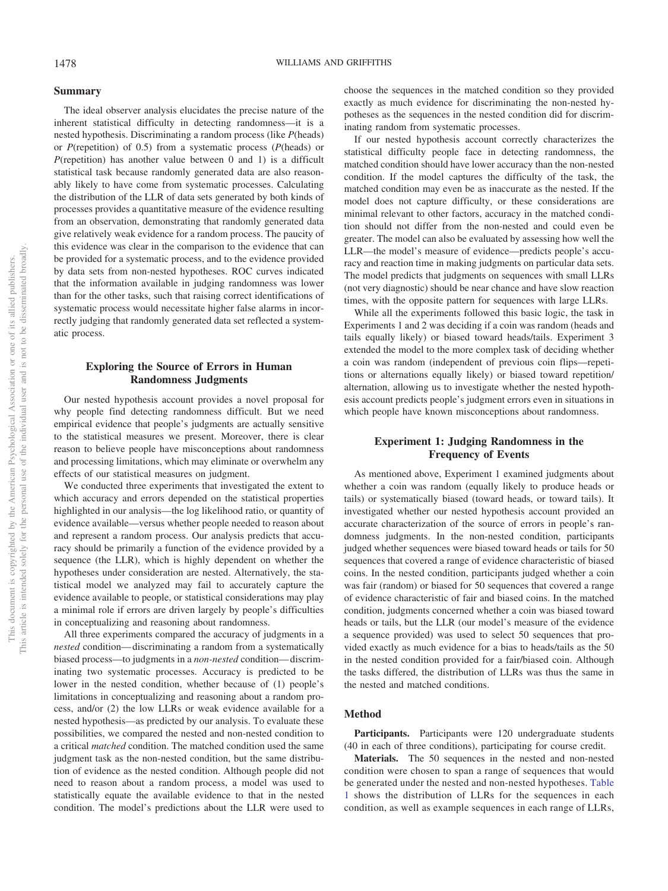### Summary

The ideal observer analysis elucidates the precise nature of the inherent statistical difficulty in detecting randomness—it is a nested hypothesis. Discriminating a random process (like *P*(heads) or *P*(repetition) of 0.5) from a systematic process (*P*(heads) or *P*(repetition) has another value between 0 and 1) is a difficult statistical task because randomly generated data are also reasonably likely to have come from systematic processes. Calculating the distribution of the LLR of data sets generated by both kinds of processes provides a quantitative measure of the evidence resulting from an observation, demonstrating that randomly generated data give relatively weak evidence for a random process. The paucity of this evidence was clear in the comparison to the evidence that can be provided for a systematic process, and to the evidence provided by data sets from non-nested hypotheses. ROC curves indicated that the information available in judging randomness was lower than for the other tasks, such that raising correct identifications of systematic process would necessitate higher false alarms in incorrectly judging that randomly generated data set reflected a systematic process.

## Exploring the Source of Errors in Human Randomness Judgments

Our nested hypothesis account provides a novel proposal for why people find detecting randomness difficult. But we need empirical evidence that people's judgments are actually sensitive to the statistical measures we present. Moreover, there is clear reason to believe people have misconceptions about randomness and processing limitations, which may eliminate or overwhelm any effects of our statistical measures on judgment.

We conducted three experiments that investigated the extent to which accuracy and errors depended on the statistical properties highlighted in our analysis—the log likelihood ratio, or quantity of evidence available—versus whether people needed to reason about and represent a random process. Our analysis predicts that accuracy should be primarily a function of the evidence provided by a sequence (the LLR), which is highly dependent on whether the hypotheses under consideration are nested. Alternatively, the statistical model we analyzed may fail to accurately capture the evidence available to people, or statistical considerations may play a minimal role if errors are driven largely by people's difficulties in conceptualizing and reasoning about randomness.

All three experiments compared the accuracy of judgments in a *nested* condition—discriminating a random from a systematically biased process—to judgments in a *non-nested* condition—discriminating two systematic processes. Accuracy is predicted to be lower in the nested condition, whether because of (1) people's limitations in conceptualizing and reasoning about a random process, and/or (2) the low LLRs or weak evidence available for a nested hypothesis—as predicted by our analysis. To evaluate these possibilities, we compared the nested and non-nested condition to a critical *matched* condition. The matched condition used the same judgment task as the non-nested condition, but the same distribution of evidence as the nested condition. Although people did not need to reason about a random process, a model was used to statistically equate the available evidence to that in the nested condition. The model's predictions about the LLR were used to choose the sequences in the matched condition so they provided exactly as much evidence for discriminating the non-nested hypotheses as the sequences in the nested condition did for discriminating random from systematic processes.

If our nested hypothesis account correctly characterizes the statistical difficulty people face in detecting randomness, the matched condition should have lower accuracy than the non-nested condition. If the model captures the difficulty of the task, the matched condition may even be as inaccurate as the nested. If the model does not capture difficulty, or these considerations are minimal relevant to other factors, accuracy in the matched condition should not differ from the non-nested and could even be greater. The model can also be evaluated by assessing how well the LLR—the model's measure of evidence—predicts people's accuracy and reaction time in making judgments on particular data sets. The model predicts that judgments on sequences with small LLRs (not very diagnostic) should be near chance and have slow reaction times, with the opposite pattern for sequences with large LLRs.

While all the experiments followed this basic logic, the task in Experiments 1 and 2 was deciding if a coin was random (heads and tails equally likely) or biased toward heads/tails. Experiment 3 extended the model to the more complex task of deciding whether a coin was random (independent of previous coin flips—repetitions or alternations equally likely) or biased toward repetition/alternation, allowing us to investigate whether the nested hypothesis account predicts people's judgment errors even in situations in which people have known misconceptions about randomness.

## Experiment 1: Judging Randomness in the Frequency of Events

As mentioned above, Experiment 1 examined judgments about whether a coin was random (equally likely to produce heads or tails) or systematically biased (toward heads, or toward tails). It investigated whether our nested hypothesis account provided an accurate characterization of the source of errors in people's randomness judgments. In the non-nested condition, participants judged whether sequences were biased toward heads or tails for 50 sequences that covered a range of evidence characteristic of biased coins. In the nested condition, participants judged whether a coin was fair (random) or biased for 50 sequences that covered a range of evidence characteristic of fair and biased coins. In the matched condition, judgments concerned whether a coin was biased toward heads or tails, but the LLR (our model's measure of the evidence a sequence provided) was used to select 50 sequences that provided exactly as much evidence for a bias to heads/tails as the 50 in the nested condition provided for a fair/biased coin. Although the tasks differed, the distribution of LLRs was thus the same in the nested and matched conditions.

### Method

**Participants.** Participants were 120 undergraduate students (40 in each of three conditions), participating for course credit.

**Materials.** The 50 sequences in the nested and non-nested condition were chosen to span a range of sequences that would be generated under the nested and non-nested hypotheses. Table 1 shows the distribution of LLRs for the sequences in each condition, as well as example sequences in each range of LLRs,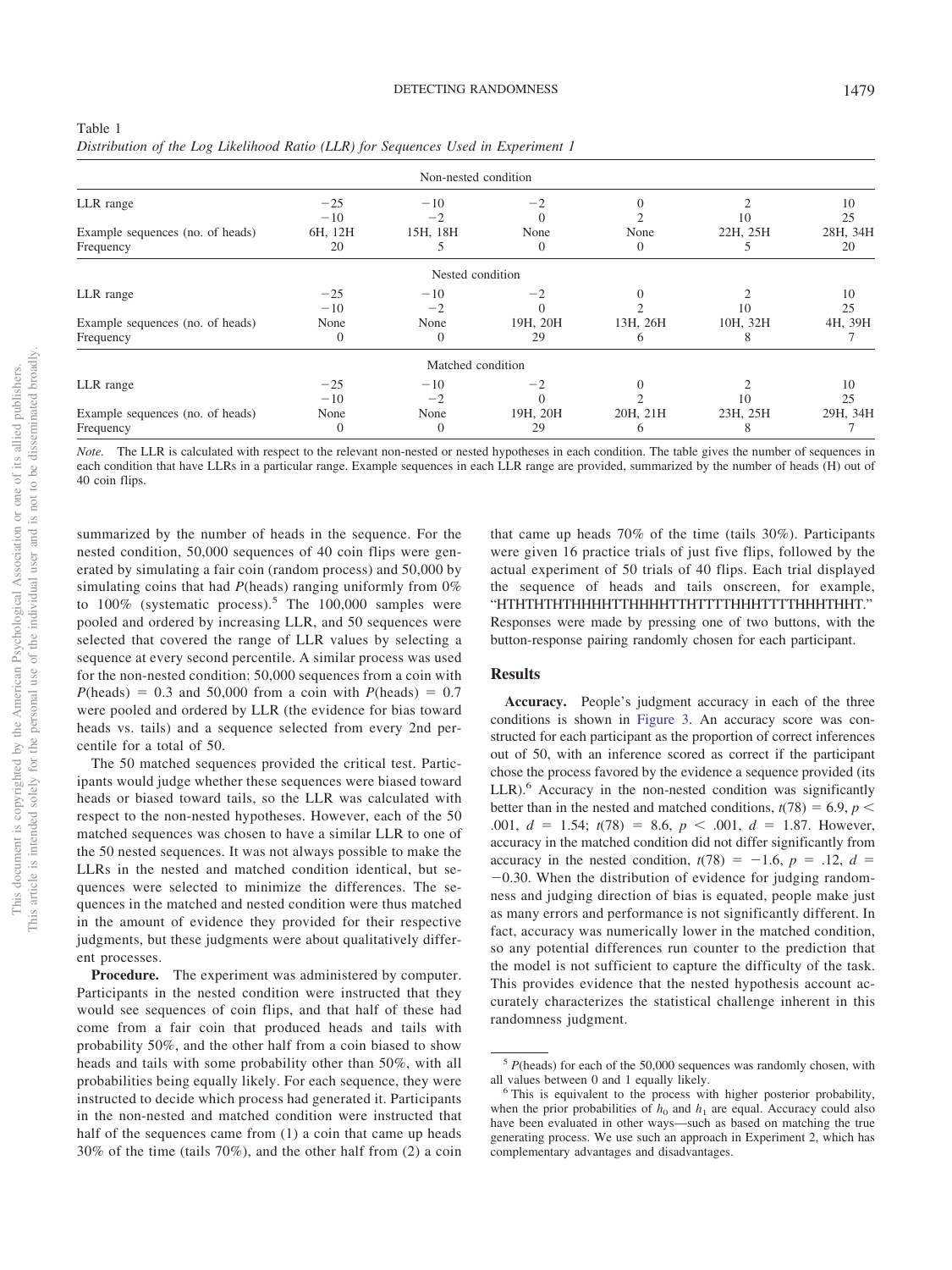Table 1
*Distribution of the Log Likelihood Ratio (LLR) for Sequences Used in Experiment 1*

| | | | | | | |
|---|---|---|---|---|---|---|
| **Non-nested condition** | | | | | | |
| LLR range | −25<br>−10 | −10<br>−2 | −2<br>0 | 0<br>2 | 2<br>10 | 10<br>25 |
| Example sequences (no. of heads) | 6H, 12H | 15H, 18H | None | None | 22H, 25H | 28H, 34H |
| Frequency | 20 | 5 | 0 | 0 | 5 | 20 |
| **Nested condition** | | | | | | |
| LLR range | −25<br>−10 | −10<br>−2 | −2<br>0 | 0<br>2 | 2<br>10 | 10<br>25 |
| Example sequences (no. of heads) | None | None | 19H, 20H | 13H, 26H | 10H, 32H | 4H, 39H |
| Frequency | 0 | 0 | 29 | 6 | 8 | 7 |
| **Matched condition** | | | | | | |
| LLR range | −25<br>−10 | −10<br>−2 | −2<br>0 | 0<br>2 | 2<br>10 | 10<br>25 |
| Example sequences (no. of heads) | None | None | 19H, 20H | 20H, 21H | 23H, 25H | 29H, 34H |
| Frequency | 0 | 0 | 29 | 6 | 8 | 7 |

*Note.* The LLR is calculated with respect to the relevant non-nested or nested hypotheses in each condition. The table gives the number of sequences in each condition that have LLRs in a particular range. Example sequences in each LLR range are provided, summarized by the number of heads (H) out of 40 coin flips.

summarized by the number of heads in the sequence. For the nested condition, 50,000 sequences of 40 coin flips were generated by simulating a fair coin (random process) and 50,000 by simulating coins that had *P*(heads) ranging uniformly from 0% to 100% (systematic process).[5] The 100,000 samples were pooled and ordered by increasing LLR, and 50 sequences were selected that covered the range of LLR values by selecting a sequence at every second percentile. A similar process was used for the non-nested condition: 50,000 sequences from a coin with *P*(heads) = 0.3 and 50,000 from a coin with *P*(heads) = 0.7 were pooled and ordered by LLR (the evidence for bias toward heads vs. tails) and a sequence selected from every 2nd percentile for a total of 50.

The 50 matched sequences provided the critical test. Participants would judge whether these sequences were biased toward heads or biased toward tails, so the LLR was calculated with respect to the non-nested hypotheses. However, each of the 50 matched sequences was chosen to have a similar LLR to one of the 50 nested sequences. It was not always possible to make the LLRs in the nested and matched condition identical, but sequences were selected to minimize the differences. The sequences in the matched and nested condition were thus matched in the amount of evidence they provided for their respective judgments, but these judgments were about qualitatively different processes.

**Procedure.** The experiment was administered by computer. Participants in the nested condition were instructed that they would see sequences of coin flips, and that half of these had come from a fair coin that produced heads and tails with probability 50%, and the other half from a coin biased to show heads and tails with some probability other than 50%, with all probabilities being equally likely. For each sequence, they were instructed to decide which process had generated it. Participants in the non-nested and matched condition were instructed that half of the sequences came from (1) a coin that came up heads 30% of the time (tails 70%), and the other half from (2) a coin that came up heads 70% of the time (tails 30%). Participants were given 16 practice trials of just five flips, followed by the actual experiment of 50 trials of 40 flips. Each trial displayed the sequence of heads and tails onscreen, for example, "HTHTHTHTHHHHTTHHHHTTHTTTTHHHTTTTHHHTHHT." Responses were made by pressing one of two buttons, with the button-response pairing randomly chosen for each participant.

## Results

**Accuracy.** People's judgment accuracy in each of the three conditions is shown in Figure 3. An accuracy score was constructed for each participant as the proportion of correct inferences out of 50, with an inference scored as correct if the participant chose the process favored by the evidence a sequence provided (its LLR).[6] Accuracy in the non-nested condition was significantly better than in the nested and matched conditions, $t(78) = 6.9$, $p < .001$, $d = 1.54$; $t(78) = 8.6$, $p < .001$, $d = 1.87$. However, accuracy in the matched condition did not differ significantly from accuracy in the nested condition, $t(78) = -1.6$, $p = .12$, $d = -0.30$. When the distribution of evidence for judging randomness and judging direction of bias is equated, people make just as many errors and performance is not significantly different. In fact, accuracy was numerically lower in the matched condition, so any potential differences run counter to the prediction that the model is not sufficient to capture the difficulty of the task. This provides evidence that the nested hypothesis account accurately characterizes the statistical challenge inherent in this randomness judgment.

[5] *P*(heads) for each of the 50,000 sequences was randomly chosen, with all values between 0 and 1 equally likely.

[6] This is equivalent to the process with higher posterior probability, when the prior probabilities of $h_0$ and $h_1$ are equal. Accuracy could also have been evaluated in other ways—such as based on matching the true generating process. We use such an approach in Experiment 2, which has complementary advantages and disadvantages.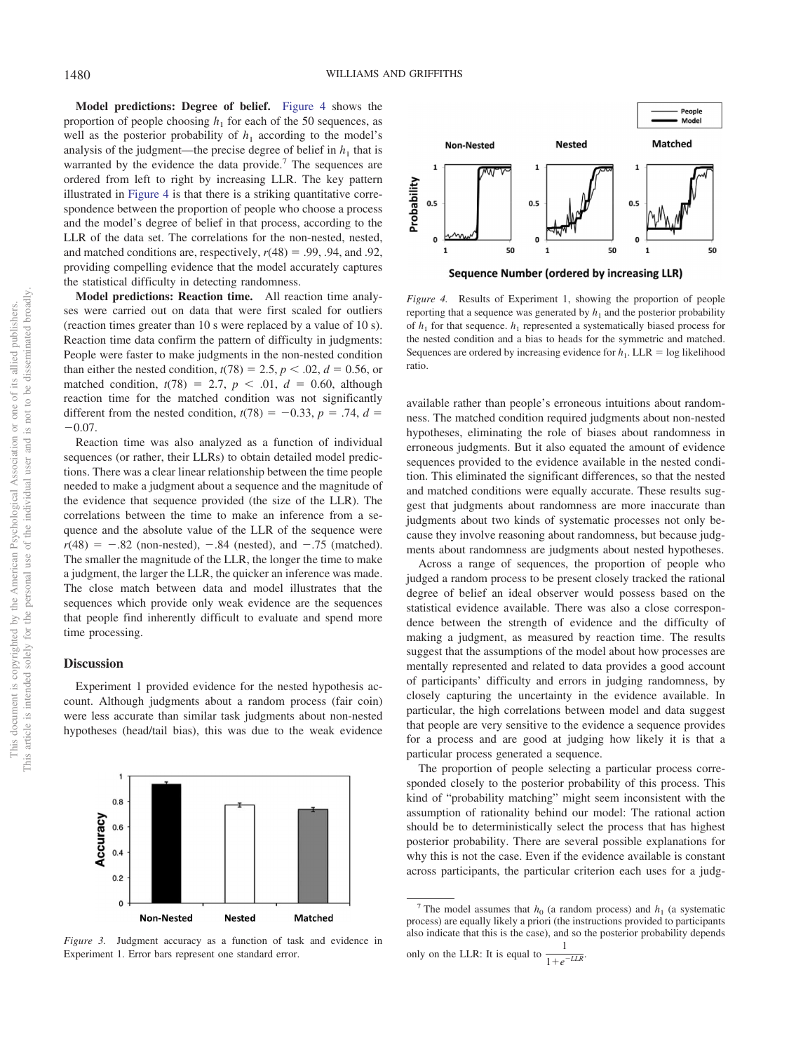**Model predictions: Degree of belief.** Figure 4 shows the proportion of people choosing $h_1$ for each of the 50 sequences, as well as the posterior probability of $h_1$ according to the model's analysis of the judgment—the precise degree of belief in $h_1$ that is warranted by the evidence the data provide.[7] The sequences are ordered from left to right by increasing LLR. The key pattern illustrated in Figure 4 is that there is a striking quantitative correspondence between the proportion of people who choose a process and the model's degree of belief in that process, according to the LLR of the data set. The correlations for the non-nested, nested, and matched conditions are, respectively, $r(48) = .99$, .94, and .92, providing compelling evidence that the model accurately captures the statistical difficulty in detecting randomness.

**Model predictions: Reaction time.** All reaction time analyses were carried out on data that were first scaled for outliers (reaction times greater than 10 s were replaced by a value of 10 s). Reaction time data confirm the pattern of difficulty in judgments: People were faster to make judgments in the non-nested condition than either the nested condition, $t(78) = 2.5$, $p < .02$, $d = 0.56$, or matched condition, $t(78) = 2.7$, $p < .01$, $d = 0.60$, although reaction time for the matched condition was not significantly different from the nested condition, $t(78) = -0.33$, $p = .74$, $d = -0.07$.

Reaction time was also analyzed as a function of individual sequences (or rather, their LLRs) to obtain detailed model predictions. There was a clear linear relationship between the time people needed to make a judgment about a sequence and the magnitude of the evidence that sequence provided (the size of the LLR). The correlations between the time to make an inference from a sequence and the absolute value of the LLR of the sequence were $r(48) = -.82$ (non-nested), $-.84$ (nested), and $-.75$ (matched). The smaller the magnitude of the LLR, the longer the time to make a judgment, the larger the LLR, the quicker an inference was made. The close match between data and model illustrates that the sequences which provide only weak evidence are the sequences that people find inherently difficult to evaluate and spend more time processing.

## Discussion

Experiment 1 provided evidence for the nested hypothesis account. Although judgments about a random process (fair coin) were less accurate than similar task judgments about non-nested hypotheses (head/tail bias), this was due to the weak evidence available rather than people's erroneous intuitions about randomness. The matched condition required judgments about non-nested hypotheses, eliminating the role of biases about randomness in erroneous judgments. But it also equated the amount of evidence sequences provided to the evidence available in the nested condition. This eliminated the significant differences, so that the nested and matched conditions were equally accurate. These results suggest that judgments about randomness are more inaccurate than judgments about two kinds of systematic processes not only because they involve reasoning about randomness, but because judgments about randomness are judgments about nested hypotheses.

Across a range of sequences, the proportion of people who judged a random process to be present closely tracked the rational degree of belief an ideal observer would possess based on the statistical evidence available. There was also a close correspondence between the strength of evidence and the difficulty of making a judgment, as measured by reaction time. The results suggest that the assumptions of the model about how processes are mentally represented and related to data provides a good account of participants' difficulty and errors in judging randomness, by closely capturing the uncertainty in the evidence available. In particular, the high correlations between model and data suggest that people are very sensitive to the evidence a sequence provides for a process and are good at judging how likely it is that a particular process generated a sequence.

The proportion of people selecting a particular process corresponded closely to the posterior probability of this process. This kind of "probability matching" might seem inconsistent with the assumption of rationality behind our model: The rational action should be to deterministically select the process that has highest posterior probability. There are several possible explanations for why this is not the case. Even if the evidence available is constant across participants, the particular criterion each uses for a judg-

*Figure 3.* Judgment accuracy as a function of task and evidence in Experiment 1. Error bars represent one standard error.

*Figure 4.* Results of Experiment 1, showing the proportion of people reporting that a sequence was generated by $h_1$ and the posterior probability of $h_1$ for that sequence. $h_1$ represented a systematically biased process for the nested condition and a bias to heads for the symmetric and matched. Sequences are ordered by increasing evidence for $h_1$. LLR = log likelihood ratio.

[7] The model assumes that $h_0$ (a random process) and $h_1$ (a systematic process) are equally likely a priori (the instructions provided to participants also indicate that this is the case), and so the posterior probability depends only on the LLR: It is equal to $\frac{1}{1+e^{-LLR}}$.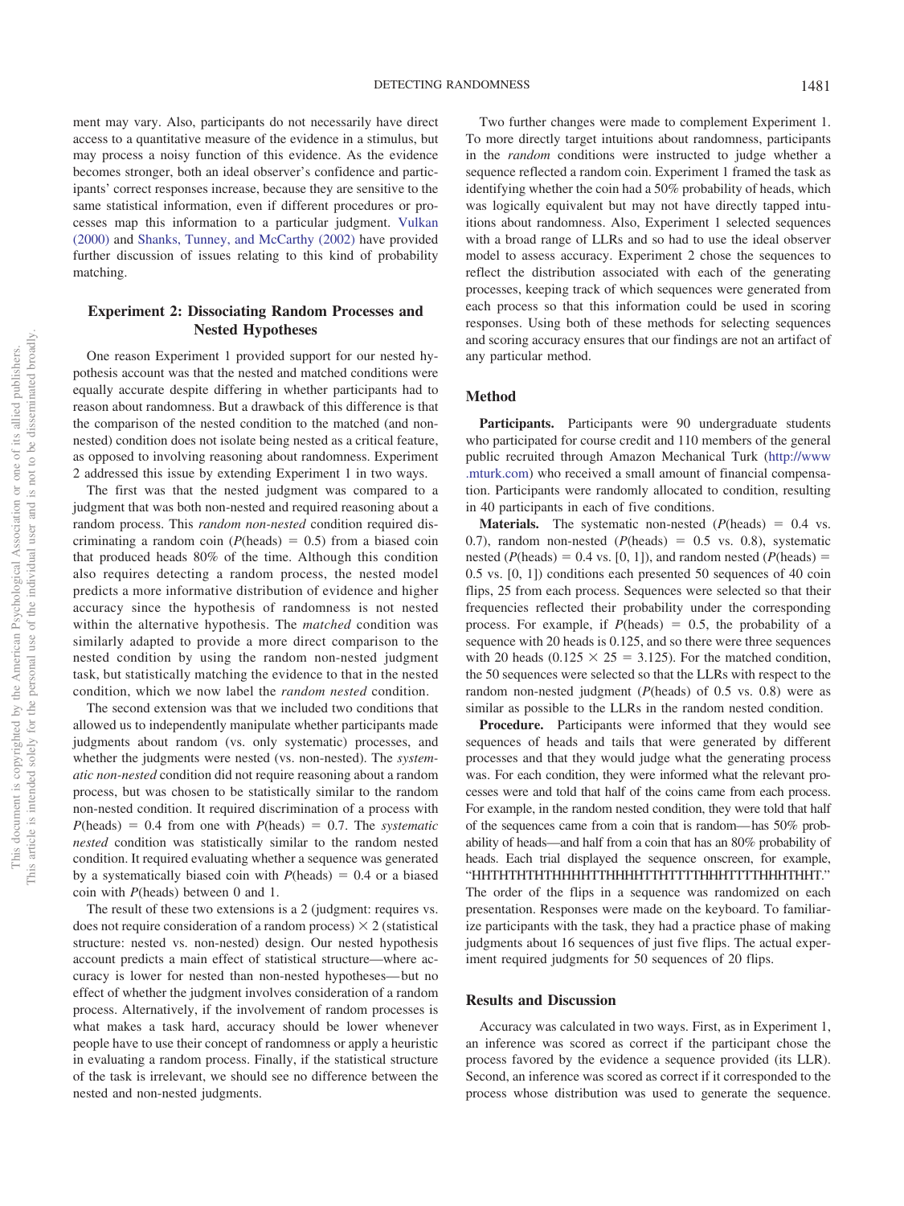ment may vary. Also, participants do not necessarily have direct access to a quantitative measure of the evidence in a stimulus, but may process a noisy function of this evidence. As the evidence becomes stronger, both an ideal observer's confidence and participants' correct responses increase, because they are sensitive to the same statistical information, even if different procedures or processes map this information to a particular judgment. Vulkan (2000) and Shanks, Tunney, and McCarthy (2002) have provided further discussion of issues relating to this kind of probability matching.

## Experiment 2: Dissociating Random Processes and Nested Hypotheses

One reason Experiment 1 provided support for our nested hypothesis account was that the nested and matched conditions were equally accurate despite differing in whether participants had to reason about randomness. But a drawback of this difference is that the comparison of the nested condition to the matched (and non-nested) condition does not isolate being nested as a critical feature, as opposed to involving reasoning about randomness. Experiment 2 addressed this issue by extending Experiment 1 in two ways.

The first was that the nested judgment was compared to a judgment that was both non-nested and required reasoning about a random process. This *random non-nested* condition required discriminating a random coin ($P$(heads) = 0.5) from a biased coin that produced heads 80% of the time. Although this condition also requires detecting a random process, the nested model predicts a more informative distribution of evidence and higher accuracy since the hypothesis of randomness is not nested within the alternative hypothesis. The *matched* condition was similarly adapted to provide a more direct comparison to the nested condition by using the random non-nested judgment task, but statistically matching the evidence to that in the nested condition, which we now label the *random nested* condition.

The second extension was that we included two conditions that allowed us to independently manipulate whether participants made judgments about random (vs. only systematic) processes, and whether the judgments were nested (vs. non-nested). The *systematic non-nested* condition did not require reasoning about a random process, but was chosen to be statistically similar to the random non-nested condition. It required discrimination of a process with $P$(heads) = 0.4 from one with $P$(heads) = 0.7. The *systematic nested* condition was statistically similar to the random nested condition. It required evaluating whether a sequence was generated by a systematically biased coin with $P$(heads) = 0.4 or a biased coin with $P$(heads) between 0 and 1.

The result of these two extensions is a 2 (judgment: requires vs. does not require consideration of a random process) × 2 (statistical structure: nested vs. non-nested) design. Our nested hypothesis account predicts a main effect of statistical structure—where accuracy is lower for nested than non-nested hypotheses—but no effect of whether the judgment involves consideration of a random process. Alternatively, if the involvement of random processes is what makes a task hard, accuracy should be lower whenever people have to use their concept of randomness or apply a heuristic in evaluating a random process. Finally, if the statistical structure of the task is irrelevant, we should see no difference between the nested and non-nested judgments.

Two further changes were made to complement Experiment 1. To more directly target intuitions about randomness, participants in the *random* conditions were instructed to judge whether a sequence reflected a random coin. Experiment 1 framed the task as identifying whether the coin had a 50% probability of heads, which was logically equivalent but may not have directly tapped intuitions about randomness. Also, Experiment 1 selected sequences with a broad range of LLRs and so had to use the ideal observer model to assess accuracy. Experiment 2 chose the sequences to reflect the distribution associated with each of the generating processes, keeping track of which sequences were generated from each process so that this information could be used in scoring responses. Using both of these methods for selecting sequences and scoring accuracy ensures that our findings are not an artifact of any particular method.

### Method

**Participants.** Participants were 90 undergraduate students who participated for course credit and 110 members of the general public recruited through Amazon Mechanical Turk (http://www.mturk.com) who received a small amount of financial compensation. Participants were randomly allocated to condition, resulting in 40 participants in each of five conditions.

**Materials.** The systematic non-nested ($P$(heads) = 0.4 vs. 0.7), random non-nested ($P$(heads) = 0.5 vs. 0.8), systematic nested ($P$(heads) = 0.4 vs. [0, 1]), and random nested ($P$(heads) = 0.5 vs. [0, 1]) conditions each presented 50 sequences of 40 coin flips, 25 from each process. Sequences were selected so that their frequencies reflected their probability under the corresponding process. For example, if $P$(heads) = 0.5, the probability of a sequence with 20 heads is 0.125, and so there were three sequences with 20 heads ($0.125 \times 25 = 3.125$). For the matched condition, the 50 sequences were selected so that the LLRs with respect to the random non-nested judgment ($P$(heads) of 0.5 vs. 0.8) were as similar as possible to the LLRs in the random nested condition.

**Procedure.** Participants were informed that they would see sequences of heads and tails that were generated by different processes and that they would judge what the generating process was. For each condition, they were informed what the relevant processes were and told that half of the coins came from each process. For example, in the random nested condition, they were told that half of the sequences came from a coin that is random—has 50% probability of heads—and half from a coin that has an 80% probability of heads. Each trial displayed the sequence onscreen, for example, "HHTHTHTHTHHHHTTHHHHTTHTTTTHHHTTTTHHHTHHT." The order of the flips in a sequence was randomized on each presentation. Responses were made on the keyboard. To familiarize participants with the task, they had a practice phase of making judgments about 16 sequences of just five flips. The actual experiment required judgments for 50 sequences of 20 flips.

### Results and Discussion

Accuracy was calculated in two ways. First, as in Experiment 1, an inference was scored as correct if the participant chose the process favored by the evidence a sequence provided (its LLR). Second, an inference was scored as correct if it corresponded to the process whose distribution was used to generate the sequence.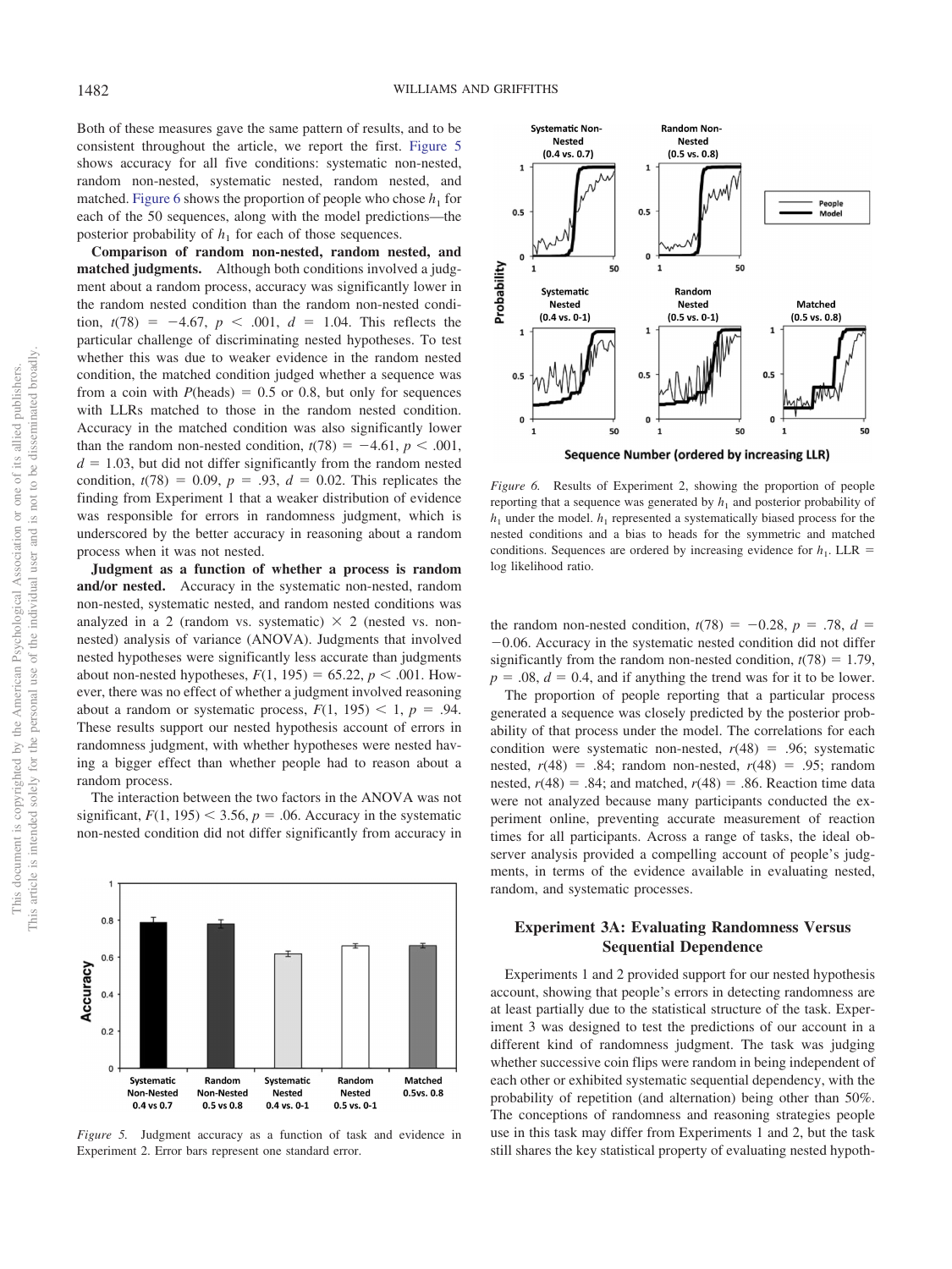Both of these measures gave the same pattern of results, and to be consistent throughout the article, we report the first. Figure 5 shows accuracy for all five conditions: systematic non-nested, random non-nested, systematic nested, random nested, and matched. Figure 6 shows the proportion of people who chose $h_1$ for each of the 50 sequences, along with the model predictions—the posterior probability of $h_1$ for each of those sequences.

**Comparison of random non-nested, random nested, and matched judgments.** Although both conditions involved a judgment about a random process, accuracy was significantly lower in the random nested condition than the random non-nested condition, $t(78) = -4.67$, $p < .001$, $d = 1.04$. This reflects the particular challenge of discriminating nested hypotheses. To test whether this was due to weaker evidence in the random nested condition, the matched condition judged whether a sequence was from a coin with $P(\text{heads}) = 0.5$ or 0.8, but only for sequences with LLRs matched to those in the random nested condition. Accuracy in the matched condition was also significantly lower than the random non-nested condition, $t(78) = -4.61$, $p < .001$, $d = 1.03$, but did not differ significantly from the random nested condition, $t(78) = 0.09$, $p = .93$, $d = 0.02$. This replicates the finding from Experiment 1 that a weaker distribution of evidence was responsible for errors in randomness judgment, which is underscored by the better accuracy in reasoning about a random process when it was not nested.

**Judgment as a function of whether a process is random and/or nested.** Accuracy in the systematic non-nested, random non-nested, systematic nested, and random nested conditions was analyzed in a 2 (random vs. systematic) × 2 (nested vs. non-nested) analysis of variance (ANOVA). Judgments that involved nested hypotheses were significantly less accurate than judgments about non-nested hypotheses, $F(1, 195) = 65.22$, $p < .001$. However, there was no effect of whether a judgment involved reasoning about a random or systematic process, $F(1, 195) < 1$, $p = .94$. These results support our nested hypothesis account of errors in randomness judgment, with whether hypotheses were nested having a bigger effect than whether people had to reason about a random process.

The interaction between the two factors in the ANOVA was not significant, $F(1, 195) < 3.56$, $p = .06$. Accuracy in the systematic non-nested condition did not differ significantly from accuracy in the random non-nested condition, $t(78) = -0.28$, $p = .78$, $d = -0.06$. Accuracy in the systematic nested condition did not differ significantly from the random non-nested condition, $t(78) = 1.79$, $p = .08$, $d = 0.4$, and if anything the trend was for it to be lower.

*Figure 5.* Judgment accuracy as a function of task and evidence in Experiment 2. Error bars represent one standard error.

*Figure 6.* Results of Experiment 2, showing the proportion of people reporting that a sequence was generated by $h_1$ and posterior probability of $h_1$ under the model. $h_1$ represented a systematically biased process for the nested conditions and a bias to heads for the symmetric and matched conditions. Sequences are ordered by increasing evidence for $h_1$. LLR = log likelihood ratio.

The proportion of people reporting that a particular process generated a sequence was closely predicted by the posterior probability of that process under the model. The correlations for each condition were systematic non-nested, $r(48) = .96$; systematic nested, $r(48) = .84$; random non-nested, $r(48) = .95$; random nested, $r(48) = .84$; and matched, $r(48) = .86$. Reaction time data were not analyzed because many participants conducted the experiment online, preventing accurate measurement of reaction times for all participants. Across a range of tasks, the ideal observer analysis provided a compelling account of people's judgments, in terms of the evidence available in evaluating nested, random, and systematic processes.

## Experiment 3A: Evaluating Randomness Versus Sequential Dependence

Experiments 1 and 2 provided support for our nested hypothesis account, showing that people's errors in detecting randomness are at least partially due to the statistical structure of the task. Experiment 3 was designed to test the predictions of our account in a different kind of randomness judgment. The task was judging whether successive coin flips were random in being independent of each other or exhibited systematic sequential dependency, with the probability of repetition (and alternation) being other than 50%. The conceptions of randomness and reasoning strategies people use in this task may differ from Experiments 1 and 2, but the task still shares the key statistical property of evaluating nested hypoth-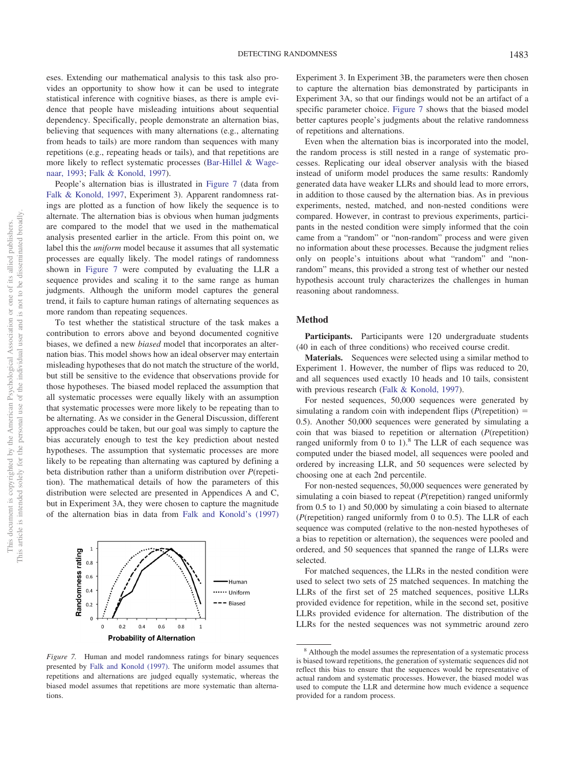eses. Extending our mathematical analysis to this task also provides an opportunity to show how it can be used to integrate statistical inference with cognitive biases, as there is ample evidence that people have misleading intuitions about sequential dependency. Specifically, people demonstrate an alternation bias, believing that sequences with many alternations (e.g., alternating from heads to tails) are more random than sequences with many repetitions (e.g., repeating heads or tails), and that repetitions are more likely to reflect systematic processes (Bar-Hillel & Wagenaar, 1993; Falk & Konold, 1997).

People's alternation bias is illustrated in Figure 7 (data from Falk & Konold, 1997, Experiment 3). Apparent randomness ratings are plotted as a function of how likely the sequence is to alternate. The alternation bias is obvious when human judgments are compared to the model that we used in the mathematical analysis presented earlier in the article. From this point on, we label this the *uniform* model because it assumes that all systematic processes are equally likely. The model ratings of randomness shown in Figure 7 were computed by evaluating the LLR a sequence provides and scaling it to the same range as human judgments. Although the uniform model captures the general trend, it fails to capture human ratings of alternating sequences as more random than repeating sequences.

To test whether the statistical structure of the task makes a contribution to errors above and beyond documented cognitive biases, we defined a new *biased* model that incorporates an alternation bias. This model shows how an ideal observer may entertain misleading hypotheses that do not match the structure of the world, but still be sensitive to the evidence that observations provide for those hypotheses. The biased model replaced the assumption that all systematic processes were equally likely with an assumption that systematic processes were more likely to be repeating than to be alternating. As we consider in the General Discussion, different approaches could be taken, but our goal was simply to capture the bias accurately enough to test the key prediction about nested hypotheses. The assumption that systematic processes are more likely to be repeating than alternating was captured by defining a beta distribution rather than a uniform distribution over $P$(repetition). The mathematical details of how the parameters of this distribution were selected are presented in Appendices A and C, but in Experiment 3A, they were chosen to capture the magnitude of the alternation bias in data from Falk and Konold's (1997) Experiment 3. In Experiment 3B, the parameters were then chosen to capture the alternation bias demonstrated by participants in Experiment 3A, so that our findings would not be an artifact of a specific parameter choice. Figure 7 shows that the biased model better captures people's judgments about the relative randomness of repetitions and alternations.

*Figure 7.* Human and model randomness ratings for binary sequences presented by Falk and Konold (1997). The uniform model assumes that repetitions and alternations are judged equally systematic, whereas the biased model assumes that repetitions are more systematic than alternations.

Even when the alternation bias is incorporated into the model, the random process is still nested in a range of systematic processes. Replicating our ideal observer analysis with the biased instead of uniform model produces the same results: Randomly generated data have weaker LLRs and should lead to more errors, in addition to those caused by the alternation bias. As in previous experiments, nested, matched, and non-nested conditions were compared. However, in contrast to previous experiments, participants in the nested condition were simply informed that the coin came from a "random" or "non-random" process and were given no information about these processes. Because the judgment relies only on people's intuitions about what "random" and "non-random" means, this provided a strong test of whether our nested hypothesis account truly characterizes the challenges in human reasoning about randomness.

## Method

**Participants.** Participants were 120 undergraduate students (40 in each of three conditions) who received course credit.

**Materials.** Sequences were selected using a similar method to Experiment 1. However, the number of flips was reduced to 20, and all sequences used exactly 10 heads and 10 tails, consistent with previous research (Falk & Konold, 1997).

For nested sequences, 50,000 sequences were generated by simulating a random coin with independent flips ($P$(repetition) = 0.5). Another 50,000 sequences were generated by simulating a coin that was biased to repetition or alternation ($P$(repetition) ranged uniformly from 0 to 1).[8] The LLR of each sequence was computed under the biased model, all sequences were pooled and ordered by increasing LLR, and 50 sequences were selected by choosing one at each 2nd percentile.

For non-nested sequences, 50,000 sequences were generated by simulating a coin biased to repeat ($P$(repetition) ranged uniformly from 0.5 to 1) and 50,000 by simulating a coin biased to alternate ($P$(repetition) ranged uniformly from 0 to 0.5). The LLR of each sequence was computed (relative to the non-nested hypotheses of a bias to repetition or alternation), the sequences were pooled and ordered, and 50 sequences that spanned the range of LLRs were selected.

For matched sequences, the LLRs in the nested condition were used to select two sets of 25 matched sequences. In matching the LLRs of the first set of 25 matched sequences, positive LLRs provided evidence for repetition, while in the second set, positive LLRs provided evidence for alternation. The distribution of the LLRs for the nested sequences was not symmetric around zero

[8] Although the model assumes the representation of a systematic process is biased toward repetitions, the generation of systematic sequences did not reflect this bias to ensure that the sequences would be representative of actual random and systematic processes. However, the biased model was used to compute the LLR and determine how much evidence a sequence provided for a random process.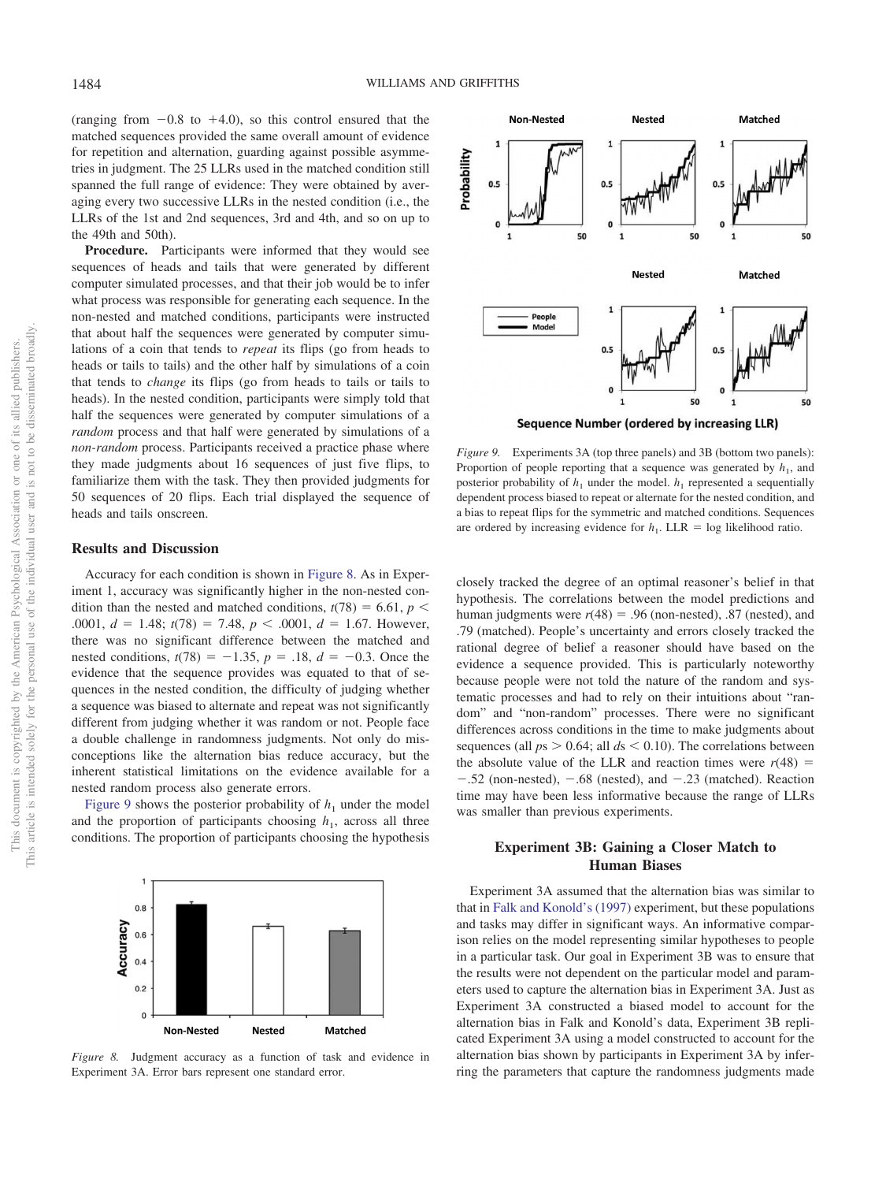(ranging from −0.8 to +4.0), so this control ensured that the matched sequences provided the same overall amount of evidence for repetition and alternation, guarding against possible asymmetries in judgment. The 25 LLRs used in the matched condition still spanned the full range of evidence: They were obtained by averaging every two successive LLRs in the nested condition (i.e., the LLRs of the 1st and 2nd sequences, 3rd and 4th, and so on up to the 49th and 50th).

**Procedure.** Participants were informed that they would see sequences of heads and tails that were generated by different computer simulated processes, and that their job would be to infer what process was responsible for generating each sequence. In the non-nested and matched conditions, participants were instructed that about half the sequences were generated by computer simulations of a coin that tends to *repeat* its flips (go from heads to heads or tails to tails) and the other half by simulations of a coin that tends to *change* its flips (go from heads to tails or tails to heads). In the nested condition, participants were simply told that half the sequences were generated by computer simulations of a *random* process and that half were generated by simulations of a *non-random* process. Participants received a practice phase where they made judgments about 16 sequences of just five flips, to familiarize them with the task. They then provided judgments for 50 sequences of 20 flips. Each trial displayed the sequence of heads and tails onscreen.

## Results and Discussion

Accuracy for each condition is shown in Figure 8. As in Experiment 1, accuracy was significantly higher in the non-nested condition than the nested and matched conditions, $t(78) = 6.61$, $p < .0001$, $d = 1.48$; $t(78) = 7.48$, $p < .0001$, $d = 1.67$. However, there was no significant difference between the matched and nested conditions, $t(78) = -1.35$, $p = .18$, $d = -0.3$. Once the evidence that the sequence provides was equated to that of sequences in the nested condition, the difficulty of judging whether a sequence was biased to alternate and repeat was not significantly different from judging whether it was random or not. People face a double challenge in randomness judgments. Not only do misconceptions like the alternation bias reduce accuracy, but the inherent statistical limitations on the evidence available for a nested random process also generate errors.

Figure 9 shows the posterior probability of $h_1$ under the model and the proportion of participants choosing $h_1$, across all three conditions. The proportion of participants choosing the hypothesis closely tracked the degree of an optimal reasoner's belief in that hypothesis. The correlations between the model predictions and human judgments were $r(48) = .96$ (non-nested), .87 (nested), and .79 (matched). People's uncertainty and errors closely tracked the rational degree of belief a reasoner should have based on the evidence a sequence provided. This is particularly noteworthy because people were not told the nature of the random and systematic processes and had to rely on their intuitions about "random" and "non-random" processes. There were no significant differences across conditions in the time to make judgments about sequences (all $ps > 0.64$; all $ds < 0.10$). The correlations between the absolute value of the LLR and reaction times were $r(48) = -.52$ (non-nested), $-.68$ (nested), and $-.23$ (matched). Reaction time may have been less informative because the range of LLRs was smaller than previous experiments.

*Figure 8.* Judgment accuracy as a function of task and evidence in Experiment 3A. Error bars represent one standard error.

*Figure 9.* Experiments 3A (top three panels) and 3B (bottom two panels): Proportion of people reporting that a sequence was generated by $h_1$, and posterior probability of $h_1$ under the model. $h_1$ represented a sequentially dependent process biased to repeat or alternate for the nested condition, and a bias to repeat flips for the symmetric and matched conditions. Sequences are ordered by increasing evidence for $h_1$. LLR = log likelihood ratio.

## Experiment 3B: Gaining a Closer Match to Human Biases

Experiment 3A assumed that the alternation bias was similar to that in Falk and Konold's (1997) experiment, but these populations and tasks may differ in significant ways. An informative comparison relies on the model representing similar hypotheses to people in a particular task. Our goal in Experiment 3B was to ensure that the results were not dependent on the particular model and parameters used to capture the alternation bias in Experiment 3A. Just as Experiment 3A constructed a biased model to account for the alternation bias in Falk and Konold's data, Experiment 3B replicated Experiment 3A using a model constructed to account for the alternation bias shown by participants in Experiment 3A by inferring the parameters that capture the randomness judgments made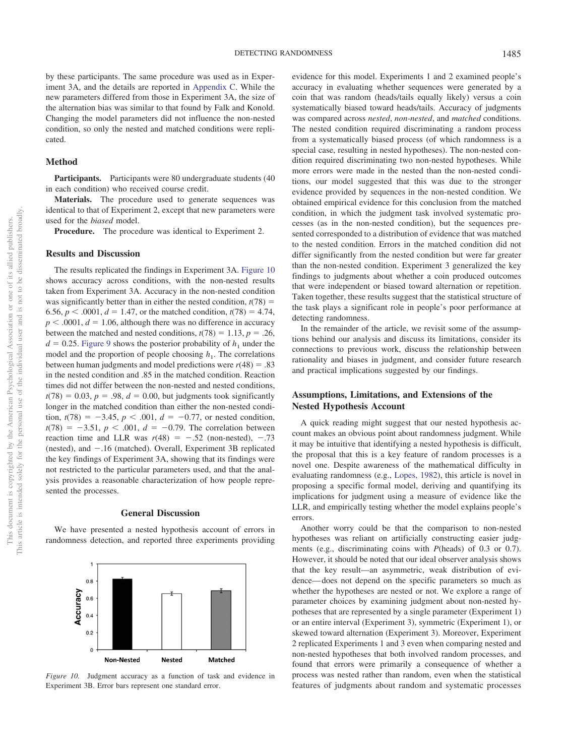by these participants. The same procedure was used as in Experiment 3A, and the details are reported in Appendix C. While the new parameters differed from those in Experiment 3A, the size of the alternation bias was similar to that found by Falk and Konold. Changing the model parameters did not influence the non-nested condition, so only the nested and matched conditions were replicated.

## Method

**Participants.** Participants were 80 undergraduate students (40 in each condition) who received course credit.

**Materials.** The procedure used to generate sequences was identical to that of Experiment 2, except that new parameters were used for the *biased* model.

**Procedure.** The procedure was identical to Experiment 2.

## Results and Discussion

The results replicated the findings in Experiment 3A. Figure 10 shows accuracy across conditions, with the non-nested results taken from Experiment 3A. Accuracy in the non-nested condition was significantly better than in either the nested condition, $t(78) = 6.56$, $p < .0001$, $d = 1.47$, or the matched condition, $t(78) = 4.74$, $p < .0001$, $d = 1.06$, although there was no difference in accuracy between the matched and nested conditions, $t(78) = 1.13$, $p = .26$, $d = 0.25$. Figure 9 shows the posterior probability of $h_1$ under the model and the proportion of people choosing $h_1$. The correlations between human judgments and model predictions were $r(48) = .83$ in the nested condition and .85 in the matched condition. Reaction times did not differ between the non-nested and nested conditions, $t(78) = 0.03$, $p = .98$, $d = 0.00$, but judgments took significantly longer in the matched condition than either the non-nested condition, $t(78) = -3.45$, $p < .001$, $d = -0.77$, or nested condition, $t(78) = -3.51$, $p < .001$, $d = -0.79$. The correlation between reaction time and LLR was $r(48) = -.52$ (non-nested), $-.73$ (nested), and $-.16$ (matched). Overall, Experiment 3B replicated the key findings of Experiment 3A, showing that its findings were not restricted to the particular parameters used, and that the analysis provides a reasonable characterization of how people represented the processes.

# General Discussion

We have presented a nested hypothesis account of errors in randomness detection, and reported three experiments providing evidence for this model. Experiments 1 and 2 examined people's accuracy in evaluating whether sequences were generated by a coin that was random (heads/tails equally likely) versus a coin systematically biased toward heads/tails. Accuracy of judgments was compared across *nested*, *non-nested*, and *matched* conditions. The nested condition required discriminating a random process from a systematically biased process (of which randomness is a special case, resulting in nested hypotheses). The non-nested condition required discriminating two non-nested hypotheses. While more errors were made in the nested than the non-nested conditions, our model suggested that this was due to the stronger evidence provided by sequences in the non-nested condition. We obtained empirical evidence for this conclusion from the matched condition, in which the judgment task involved systematic processes (as in the non-nested condition), but the sequences presented corresponded to a distribution of evidence that was matched to the nested condition. Errors in the matched condition did not differ significantly from the nested condition but were far greater than the non-nested condition. Experiment 3 generalized the key findings to judgments about whether a coin produced outcomes that were independent or biased toward alternation or repetition. Taken together, these results suggest that the statistical structure of the task plays a significant role in people's poor performance at detecting randomness.

In the remainder of the article, we revisit some of the assumptions behind our analysis and discuss its limitations, consider its connections to previous work, discuss the relationship between rationality and biases in judgment, and consider future research and practical implications suggested by our findings.

## Assumptions, Limitations, and Extensions of the Nested Hypothesis Account

A quick reading might suggest that our nested hypothesis account makes an obvious point about randomness judgment. While it may be intuitive that identifying a nested hypothesis is difficult, the proposal that this is a key feature of random processes is a novel one. Despite awareness of the mathematical difficulty in evaluating randomness (e.g., Lopes, 1982), this article is novel in proposing a specific formal model, deriving and quantifying its implications for judgment using a measure of evidence like the LLR, and empirically testing whether the model explains people's errors.

Another worry could be that the comparison to non-nested hypotheses was reliant on artificially constructing easier judgments (e.g., discriminating coins with $P$(heads) of 0.3 or 0.7). However, it should be noted that our ideal observer analysis shows that the key result—an asymmetric, weak distribution of evidence—does not depend on the specific parameters so much as whether the hypotheses are nested or not. We explore a range of parameter choices by examining judgment about non-nested hypotheses that are represented by a single parameter (Experiment 1) or an entire interval (Experiment 3), symmetric (Experiment 1), or skewed toward alternation (Experiment 3). Moreover, Experiment 2 replicated Experiments 1 and 3 even when comparing nested and non-nested hypotheses that both involved random processes, and found that errors were primarily a consequence of whether a process was nested rather than random, even when the statistical features of judgments about random and systematic processes

1
0.8
0.6
0.4
0.2
0
Accuracy
Non-Nested
Nested
Matched

*Figure 10.* Judgment accuracy as a function of task and evidence in Experiment 3B. Error bars represent one standard error.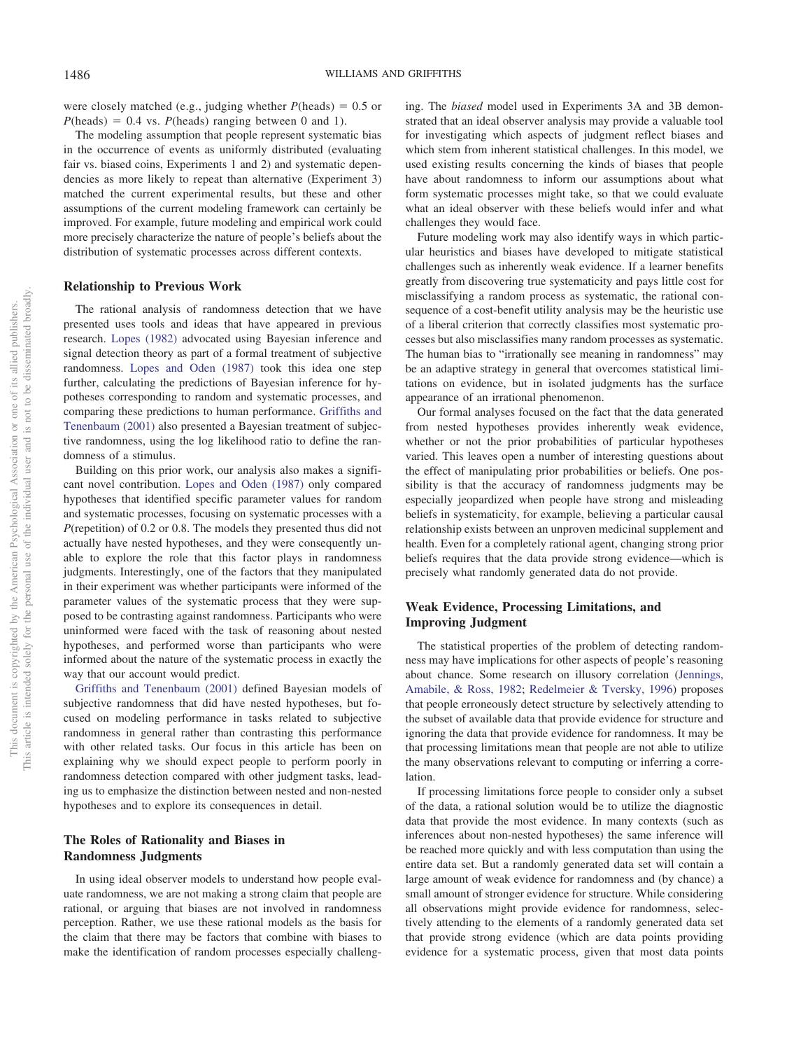were closely matched (e.g., judging whether $P(\text{heads}) = 0.5$ or $P(\text{heads}) = 0.4$ vs. $P(\text{heads})$ ranging between 0 and 1).

The modeling assumption that people represent systematic bias in the occurrence of events as uniformly distributed (evaluating fair vs. biased coins, Experiments 1 and 2) and systematic dependencies as more likely to repeat than alternative (Experiment 3) matched the current experimental results, but these and other assumptions of the current modeling framework can certainly be improved. For example, future modeling and empirical work could more precisely characterize the nature of people's beliefs about the distribution of systematic processes across different contexts.

## Relationship to Previous Work

The rational analysis of randomness detection that we have presented uses tools and ideas that have appeared in previous research. Lopes (1982) advocated using Bayesian inference and signal detection theory as part of a formal treatment of subjective randomness. Lopes and Oden (1987) took this idea one step further, calculating the predictions of Bayesian inference for hypotheses corresponding to random and systematic processes, and comparing these predictions to human performance. Griffiths and Tenenbaum (2001) also presented a Bayesian treatment of subjective randomness, using the log likelihood ratio to define the randomness of a stimulus.

Building on this prior work, our analysis also makes a significant novel contribution. Lopes and Oden (1987) only compared hypotheses that identified specific parameter values for random and systematic processes, focusing on systematic processes with a $P(\text{repetition})$ of 0.2 or 0.8. The models they presented thus did not actually have nested hypotheses, and they were consequently unable to explore the role that this factor plays in randomness judgments. Interestingly, one of the factors that they manipulated in their experiment was whether participants were informed of the parameter values of the systematic process that they were supposed to be contrasting against randomness. Participants who were uninformed were faced with the task of reasoning about nested hypotheses, and performed worse than participants who were informed about the nature of the systematic process in exactly the way that our account would predict.

Griffiths and Tenenbaum (2001) defined Bayesian models of subjective randomness that did have nested hypotheses, but focused on modeling performance in tasks related to subjective randomness in general rather than contrasting this performance with other related tasks. Our focus in this article has been on explaining why we should expect people to perform poorly in randomness detection compared with other judgment tasks, leading us to emphasize the distinction between nested and non-nested hypotheses and to explore its consequences in detail.

## The Roles of Rationality and Biases in Randomness Judgments

In using ideal observer models to understand how people evaluate randomness, we are not making a strong claim that people are rational, or arguing that biases are not involved in randomness perception. Rather, we use these rational models as the basis for the claim that there may be factors that combine with biases to make the identification of random processes especially challenging. The *biased* model used in Experiments 3A and 3B demonstrated that an ideal observer analysis may provide a valuable tool for investigating which aspects of judgment reflect biases and which stem from inherent statistical challenges. In this model, we used existing results concerning the kinds of biases that people have about randomness to inform our assumptions about what form systematic processes might take, so that we could evaluate what an ideal observer with these beliefs would infer and what challenges they would face.

Future modeling work may also identify ways in which particular heuristics and biases have developed to mitigate statistical challenges such as inherently weak evidence. If a learner benefits greatly from discovering true systematicity and pays little cost for misclassifying a random process as systematic, the rational consequence of a cost-benefit utility analysis may be the heuristic use of a liberal criterion that correctly classifies most systematic processes but also misclassifies many random processes as systematic. The human bias to "irrationally see meaning in randomness" may be an adaptive strategy in general that overcomes statistical limitations on evidence, but in isolated judgments has the surface appearance of an irrational phenomenon.

Our formal analyses focused on the fact that the data generated from nested hypotheses provides inherently weak evidence, whether or not the prior probabilities of particular hypotheses varied. This leaves open a number of interesting questions about the effect of manipulating prior probabilities or beliefs. One possibility is that the accuracy of randomness judgments may be especially jeopardized when people have strong and misleading beliefs in systematicity, for example, believing a particular causal relationship exists between an unproven medicinal supplement and health. Even for a completely rational agent, changing strong prior beliefs requires that the data provide strong evidence—which is precisely what randomly generated data do not provide.

## Weak Evidence, Processing Limitations, and Improving Judgment

The statistical properties of the problem of detecting randomness may have implications for other aspects of people's reasoning about chance. Some research on illusory correlation (Jennings, Amabile, & Ross, 1982; Redelmeier & Tversky, 1996) proposes that people erroneously detect structure by selectively attending to the subset of available data that provide evidence for structure and ignoring the data that provide evidence for randomness. It may be that processing limitations mean that people are not able to utilize the many observations relevant to computing or inferring a correlation.

If processing limitations force people to consider only a subset of the data, a rational solution would be to utilize the diagnostic data that provide the most evidence. In many contexts (such as inferences about non-nested hypotheses) the same inference will be reached more quickly and with less computation than using the entire data set. But a randomly generated data set will contain a large amount of weak evidence for randomness and (by chance) a small amount of stronger evidence for structure. While considering all observations might provide evidence for randomness, selectively attending to the elements of a randomly generated data set that provide strong evidence (which are data points providing evidence for a systematic process, given that most data points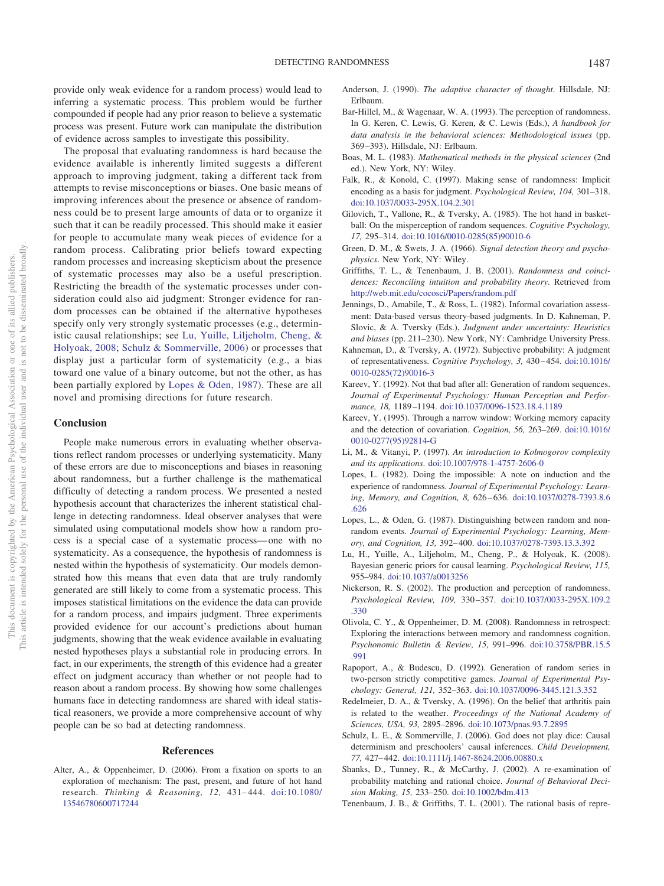provide only weak evidence for a random process) would lead to inferring a systematic process. This problem would be further compounded if people had any prior reason to believe a systematic process was present. Future work can manipulate the distribution of evidence across samples to investigate this possibility.

The proposal that evaluating randomness is hard because the evidence available is inherently limited suggests a different approach to improving judgment, taking a different tack from attempts to revise misconceptions or biases. One basic means of improving inferences about the presence or absence of randomness could be to present large amounts of data or to organize it such that it can be readily processed. This should make it easier for people to accumulate many weak pieces of evidence for a random process. Calibrating prior beliefs toward expecting random processes and increasing skepticism about the presence of systematic processes may also be a useful prescription. Restricting the breadth of the systematic processes under consideration could also aid judgment: Stronger evidence for random processes can be obtained if the alternative hypotheses specify only very strongly systematic processes (e.g., deterministic causal relationships; see Lu, Yuille, Liljeholm, Cheng, & Holyoak, 2008; Schulz & Sommerville, 2006) or processes that display just a particular form of systematicity (e.g., a bias toward one value of a binary outcome, but not the other, as has been partially explored by Lopes & Oden, 1987). These are all novel and promising directions for future research.

## Conclusion

People make numerous errors in evaluating whether observations reflect random processes or underlying systematicity. Many of these errors are due to misconceptions and biases in reasoning about randomness, but a further challenge is the mathematical difficulty of detecting a random process. We presented a nested hypothesis account that characterizes the inherent statistical challenge in detecting randomness. Ideal observer analyses that were simulated using computational models show how a random process is a special case of a systematic process—one with no systematicity. As a consequence, the hypothesis of randomness is nested within the hypothesis of systematicity. Our models demonstrated how this means that even data that are truly randomly generated are still likely to come from a systematic process. This imposes statistical limitations on the evidence the data can provide for a random process, and impairs judgment. Three experiments provided evidence for our account's predictions about human judgments, showing that the weak evidence available in evaluating nested hypotheses plays a substantial role in producing errors. In fact, in our experiments, the strength of this evidence had a greater effect on judgment accuracy than whether or not people had to reason about a random process. By showing how some challenges humans face in detecting randomness are shared with ideal statistical reasoners, we provide a more comprehensive account of why people can be so bad at detecting randomness.

## References

Alter, A., & Oppenheimer, D. (2006). From a fixation on sports to an exploration of mechanism: The past, present, and future of hot hand research. *Thinking & Reasoning, 12,* 431–444. doi:10.1080/13546780600717244

Anderson, J. (1990). *The adaptive character of thought*. Hillsdale, NJ: Erlbaum.

Bar-Hillel, M., & Wagenaar, W. A. (1993). The perception of randomness. In G. Keren, C. Lewis, G. Keren, & C. Lewis (Eds.), *A handbook for data analysis in the behavioral sciences: Methodological issues* (pp. 369–393). Hillsdale, NJ: Erlbaum.

Boas, M. L. (1983). *Mathematical methods in the physical sciences* (2nd ed.). New York, NY: Wiley.

Falk, R., & Konold, C. (1997). Making sense of randomness: Implicit encoding as a basis for judgment. *Psychological Review, 104,* 301–318. doi:10.1037/0033-295X.104.2.301

Gilovich, T., Vallone, R., & Tversky, A. (1985). The hot hand in basketball: On the misperception of random sequences. *Cognitive Psychology, 17,* 295–314. doi:10.1016/0010-0285(85)90010-6

Green, D. M., & Swets, J. A. (1966). *Signal detection theory and psychophysics*. New York, NY: Wiley.

Griffiths, T. L., & Tenenbaum, J. B. (2001). *Randomness and coincidences: Reconciling intuition and probability theory*. Retrieved from http://web.mit.edu/cocosci/Papers/random.pdf

Jennings, D., Amabile, T., & Ross, L. (1982). Informal covariation assessment: Data-based versus theory-based judgments. In D. Kahneman, P. Slovic, & A. Tversky (Eds.), *Judgment under uncertainty: Heuristics and biases* (pp. 211–230). New York, NY: Cambridge University Press.

Kahneman, D., & Tversky, A. (1972). Subjective probability: A judgment of representativeness. *Cognitive Psychology, 3,* 430–454. doi:10.1016/0010-0285(72)90016-3

Kareev, Y. (1992). Not that bad after all: Generation of random sequences. *Journal of Experimental Psychology: Human Perception and Performance, 18,* 1189–1194. doi:10.1037/0096-1523.18.4.1189

Kareev, Y. (1995). Through a narrow window: Working memory capacity and the detection of covariation. *Cognition, 56,* 263–269. doi:10.1016/0010-0277(95)92814-G

Li, M., & Vitanyi, P. (1997). *An introduction to Kolmogorov complexity and its applications*. doi:10.1007/978-1-4757-2606-0

Lopes, L. (1982). Doing the impossible: A note on induction and the experience of randomness. *Journal of Experimental Psychology: Learning, Memory, and Cognition, 8,* 626–636. doi:10.1037/0278-7393.8.6.626

Lopes, L., & Oden, G. (1987). Distinguishing between random and nonrandom events. *Journal of Experimental Psychology: Learning, Memory, and Cognition, 13,* 392–400. doi:10.1037/0278-7393.13.3.392

Lu, H., Yuille, A., Liljeholm, M., Cheng, P., & Holyoak, K. (2008). Bayesian generic priors for causal learning. *Psychological Review, 115,* 955–984. doi:10.1037/a0013256

Nickerson, R. S. (2002). The production and perception of randomness. *Psychological Review, 109,* 330–357. doi:10.1037/0033-295X.109.2.330

Olivola, C. Y., & Oppenheimer, D. M. (2008). Randomness in retrospect: Exploring the interactions between memory and randomness cognition. *Psychonomic Bulletin & Review, 15,* 991–996. doi:10.3758/PBR.15.5.991

Rapoport, A., & Budescu, D. (1992). Generation of random series in two-person strictly competitive games. *Journal of Experimental Psychology: General, 121,* 352–363. doi:10.1037/0096-3445.121.3.352

Redelmeier, D. A., & Tversky, A. (1996). On the belief that arthritis pain is related to the weather. *Proceedings of the National Academy of Sciences, USA, 93,* 2895–2896. doi:10.1073/pnas.93.7.2895

Schulz, L. E., & Sommerville, J. (2006). God does not play dice: Causal determinism and preschoolers' causal inferences. *Child Development, 77,* 427–442. doi:10.1111/j.1467-8624.2006.00880.x

Shanks, D., Tunney, R., & McCarthy, J. (2002). A re-examination of probability matching and rational choice. *Journal of Behavioral Decision Making, 15,* 233–250. doi:10.1002/bdm.413

Tenenbaum, J. B., & Griffiths, T. L. (2001). The rational basis of repre-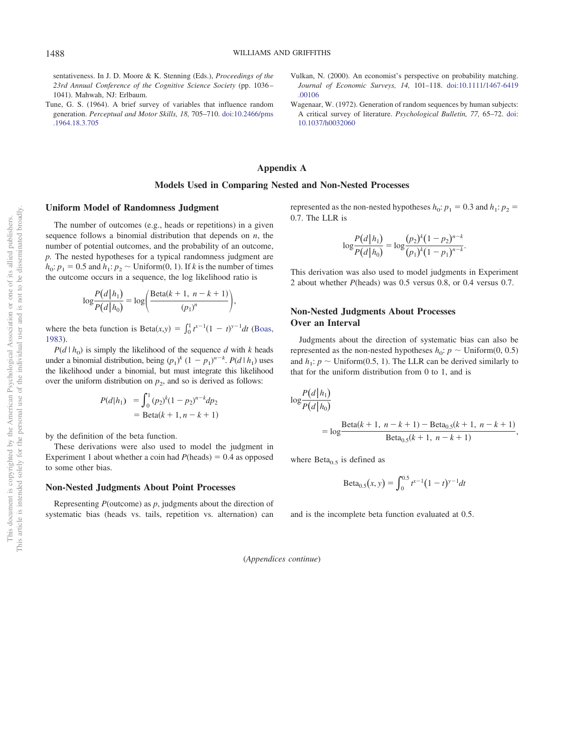sentativeness. In J. D. Moore & K. Stenning (Eds.), *Proceedings of the 23rd Annual Conference of the Cognitive Science Society* (pp. 1036–1041). Mahwah, NJ: Erlbaum.

Tune, G. S. (1964). A brief survey of variables that influence random generation. *Perceptual and Motor Skills, 18,* 705–710. doi:10.2466/pms.1964.18.3.705

Vulkan, N. (2000). An economist's perspective on probability matching. *Journal of Economic Surveys, 14,* 101–118. doi:10.1111/1467-6419.00106

Wagenaar, W. (1972). Generation of random sequences by human subjects: A critical survey of literature. *Psychological Bulletin, 77,* 65–72. doi:10.1037/h0032060

# Appendix A

## Models Used in Comparing Nested and Non-Nested Processes

### Uniform Model of Randomness Judgment

The number of outcomes (e.g., heads or repetitions) in a given sequence follows a binomial distribution that depends on $n$, the number of potential outcomes, and the probability of an outcome, $p$. The nested hypotheses for a typical randomness judgment are $h_0$: $p_1 = 0.5$ and $h_1$: $p_2 \sim$ Uniform(0, 1). If $k$ is the number of times the outcome occurs in a sequence, the log likelihood ratio is

$$\log\frac{P(d|h_1)}{P(d|h_0)} = \log\left(\frac{\text{Beta}(k+1,\ n-k+1)}{(p_1)^n}\right),$$

where the beta function is $\text{Beta}(x,y) = \int_0^1 t^{x-1}(1-t)^{y-1}dt$ (Boas, 1983).

$P(d \mid h_0)$ is simply the likelihood of the sequence $d$ with $k$ heads under a binomial distribution, being $(p_1)^k(1-p_1)^{n-k}$. $P(d \mid h_1)$ uses the likelihood under a binomial, but must integrate this likelihood over the uniform distribution on $p_2$, and so is derived as follows:

$$\begin{aligned} P(d|h_1) &= \int_0^1 (p_2)^k(1-p_2)^{n-k}dp_2 \\ &= \text{Beta}(k+1, n-k+1) \end{aligned}$$

by the definition of the beta function.

These derivations were also used to model the judgment in Experiment 1 about whether a coin had $P(\text{heads}) = 0.4$ as opposed to some other bias.

### Non-Nested Judgments About Point Processes

Representing $P$(outcome) as $p$, judgments about the direction of systematic bias (heads vs. tails, repetition vs. alternation) can represented as the non-nested hypotheses $h_0$: $p_1 = 0.3$ and $h_1$: $p_2 = 0.7$. The LLR is

$$\log\frac{P(d|h_1)}{P(d|h_0)} = \log\frac{(p_2)^k(1-p_2)^{n-k}}{(p_1)^k(1-p_1)^{n-k}}.$$

This derivation was also used to model judgments in Experiment 2 about whether $P(\text{heads})$ was 0.5 versus 0.8, or 0.4 versus 0.7.

### Non-Nested Judgments About Processes Over an Interval

Judgments about the direction of systematic bias can also be represented as the non-nested hypotheses $h_0$: $p \sim$ Uniform(0, 0.5) and $h_1$: $p \sim$ Uniform(0.5, 1). The LLR can be derived similarly to that for the uniform distribution from 0 to 1, and is

$$\log\frac{P(d|h_1)}{P(d|h_0)} = \log\frac{\text{Beta}(k+1,\ n-k+1) - \text{Beta}_{0.5}(k+1,\ n-k+1)}{\text{Beta}_{0.5}(k+1,\ n-k+1)},$$

where $\text{Beta}_{0.5}$ is defined as

$$\text{Beta}_{0.5}(x,y) = \int_0^{0.5} t^{x-1}(1-t)^{y-1}dt$$

and is the incomplete beta function evaluated at 0.5.

(*Appendices continue*)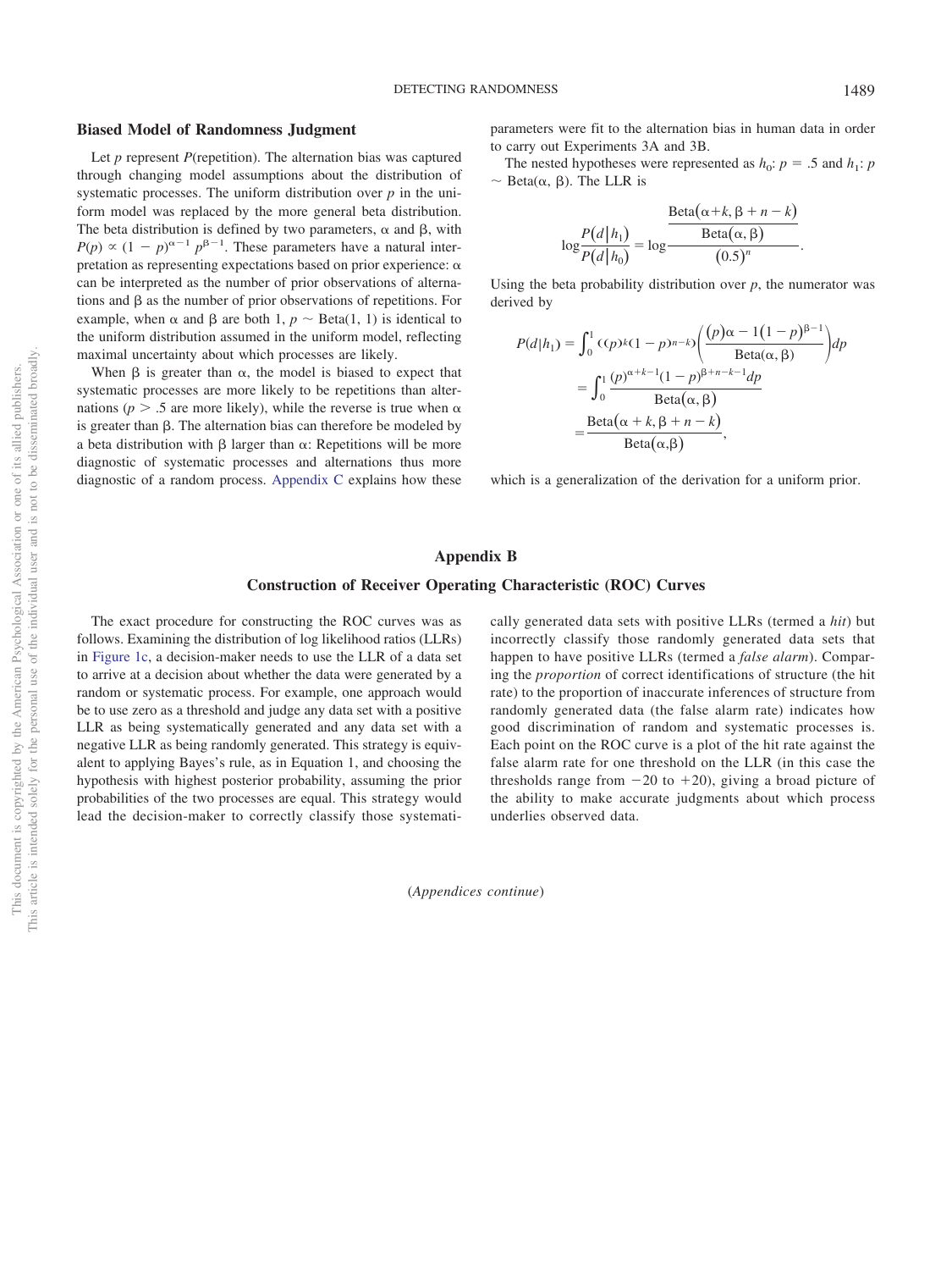### Biased Model of Randomness Judgment

Let $p$ represent $P$(repetition). The alternation bias was captured through changing model assumptions about the distribution of systematic processes. The uniform distribution over $p$ in the uniform model was replaced by the more general beta distribution. The beta distribution is defined by two parameters, $\alpha$ and $\beta$, with $P(p) \propto (1-p)^{\alpha-1} p^{\beta-1}$. These parameters have a natural interpretation as representing expectations based on prior experience: $\alpha$ can be interpreted as the number of prior observations of alternations and $\beta$ as the number of prior observations of repetitions. For example, when $\alpha$ and $\beta$ are both 1, $p \sim \text{Beta}(1, 1)$ is identical to the uniform distribution assumed in the uniform model, reflecting maximal uncertainty about which processes are likely.

When $\beta$ is greater than $\alpha$, the model is biased to expect that systematic processes are more likely to be repetitions than alternations ($p > .5$ are more likely), while the reverse is true when $\alpha$ is greater than $\beta$. The alternation bias can therefore be modeled by a beta distribution with $\beta$ larger than $\alpha$: Repetitions will be more diagnostic of systematic processes and alternations thus more diagnostic of a random process. Appendix C explains how these parameters were fit to the alternation bias in human data in order to carry out Experiments 3A and 3B.

The nested hypotheses were represented as $h_0$: $p = .5$ and $h_1$: $p \sim \text{Beta}(\alpha, \beta)$. The LLR is

$$\log \frac{P(d|h_1)}{P(d|h_0)} = \log \frac{\frac{\text{Beta}(\alpha+k, \beta+n-k)}{\text{Beta}(\alpha, \beta)}}{(0.5)^n}.$$

Using the beta probability distribution over $p$, the numerator was derived by

$$P(d|h_1) = \int_0^1 ((p)^k (1-p)^{n-k}) \left( \frac{(p)\alpha - 1(1-p)^{\beta-1}}{\text{Beta}(\alpha, \beta)} \right) dp$$

$$= \int_0^1 \frac{(p)^{\alpha+k-1}(1-p)^{\beta+n-k-1} dp}{\text{Beta}(\alpha, \beta)}$$

$$= \frac{\text{Beta}(\alpha+k, \beta+n-k)}{\text{Beta}(\alpha, \beta)},$$

which is a generalization of the derivation for a uniform prior.

## Appendix B

### Construction of Receiver Operating Characteristic (ROC) Curves

The exact procedure for constructing the ROC curves was as follows. Examining the distribution of log likelihood ratios (LLRs) in Figure 1c, a decision-maker needs to use the LLR of a data set to arrive at a decision about whether the data were generated by a random or systematic process. For example, one approach would be to use zero as a threshold and judge any data set with a positive LLR as being systematically generated and any data set with a negative LLR as being randomly generated. This strategy is equivalent to applying Bayes's rule, as in Equation 1, and choosing the hypothesis with highest posterior probability, assuming the prior probabilities of the two processes are equal. This strategy would lead the decision-maker to correctly classify those systematically generated data sets with positive LLRs (termed a *hit*) but incorrectly classify those randomly generated data sets that happen to have positive LLRs (termed a *false alarm*). Comparing the *proportion* of correct identifications of structure (the hit rate) to the proportion of inaccurate inferences of structure from randomly generated data (the false alarm rate) indicates how good discrimination of random and systematic processes is. Each point on the ROC curve is a plot of the hit rate against the false alarm rate for one threshold on the LLR (in this case the thresholds range from −20 to +20), giving a broad picture of the ability to make accurate judgments about which process underlies observed data.

(*Appendices continue*)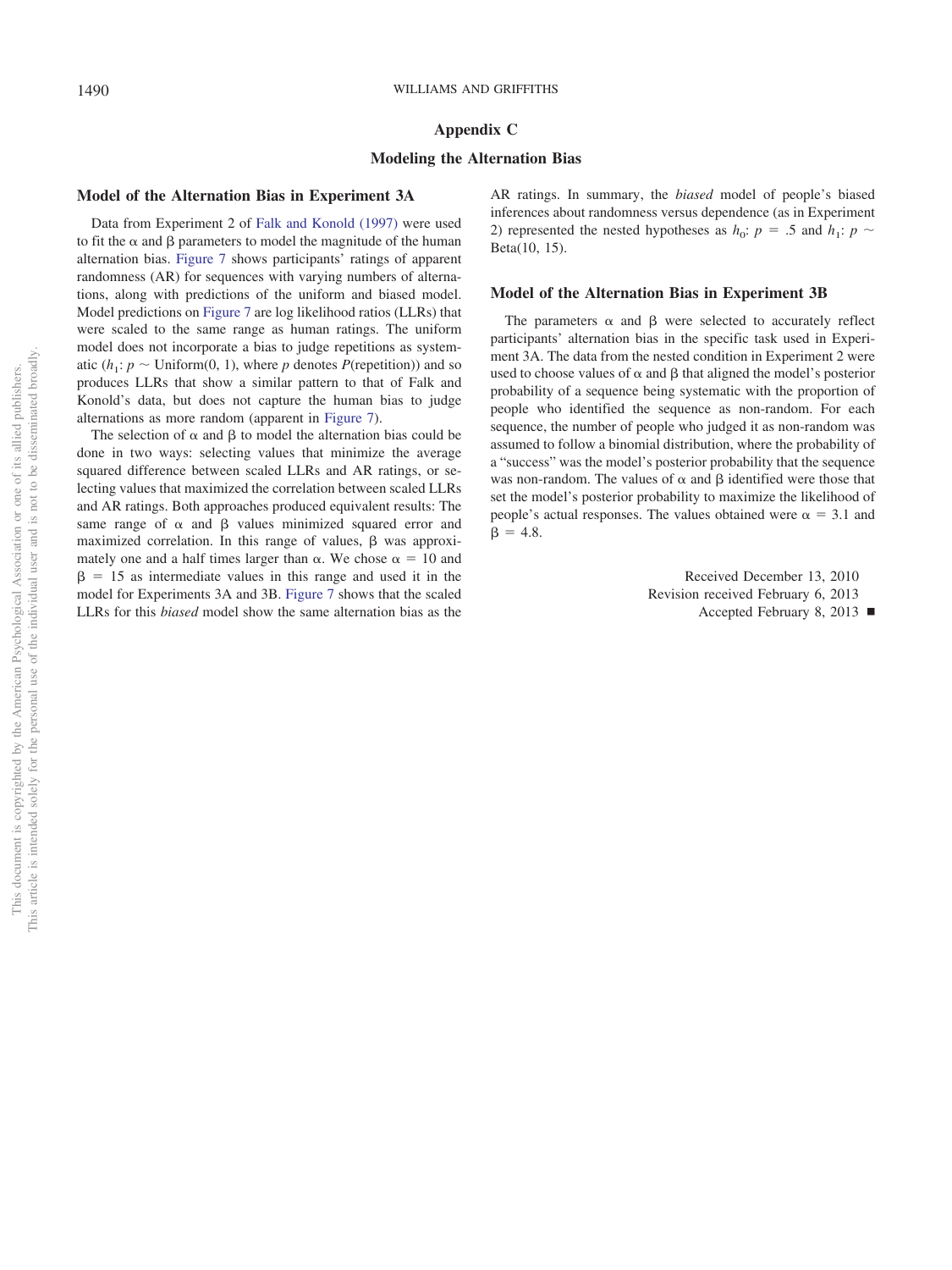## Appendix C

## Modeling the Alternation Bias

### Model of the Alternation Bias in Experiment 3A

Data from Experiment 2 of Falk and Konold (1997) were used to fit the $\alpha$ and $\beta$ parameters to model the magnitude of the human alternation bias. Figure 7 shows participants' ratings of apparent randomness (AR) for sequences with varying numbers of alternations, along with predictions of the uniform and biased model. Model predictions on Figure 7 are log likelihood ratios (LLRs) that were scaled to the same range as human ratings. The uniform model does not incorporate a bias to judge repetitions as systematic ($h_1$: $p \sim$ Uniform(0, 1), where $p$ denotes $P$(repetition)) and so produces LLRs that show a similar pattern to that of Falk and Konold's data, but does not capture the human bias to judge alternations as more random (apparent in Figure 7).

The selection of $\alpha$ and $\beta$ to model the alternation bias could be done in two ways: selecting values that minimize the average squared difference between scaled LLRs and AR ratings, or selecting values that maximized the correlation between scaled LLRs and AR ratings. Both approaches produced equivalent results: The same range of $\alpha$ and $\beta$ values minimized squared error and maximized correlation. In this range of values, $\beta$ was approximately one and a half times larger than $\alpha$. We chose $\alpha = 10$ and $\beta = 15$ as intermediate values in this range and used it in the model for Experiments 3A and 3B. Figure 7 shows that the scaled LLRs for this *biased* model show the same alternation bias as the AR ratings. In summary, the *biased* model of people's biased inferences about randomness versus dependence (as in Experiment 2) represented the nested hypotheses as $h_0$: $p = .5$ and $h_1$: $p \sim$ Beta(10, 15).

### Model of the Alternation Bias in Experiment 3B

The parameters $\alpha$ and $\beta$ were selected to accurately reflect participants' alternation bias in the specific task used in Experiment 3A. The data from the nested condition in Experiment 2 were used to choose values of $\alpha$ and $\beta$ that aligned the model's posterior probability of a sequence being systematic with the proportion of people who identified the sequence as non-random. For each sequence, the number of people who judged it as non-random was assumed to follow a binomial distribution, where the probability of a "success" was the model's posterior probability that the sequence was non-random. The values of $\alpha$ and $\beta$ identified were those that set the model's posterior probability to maximize the likelihood of people's actual responses. The values obtained were $\alpha = 3.1$ and $\beta = 4.8$.

Received December 13, 2010
Revision received February 6, 2013
Accepted February 8, 2013 ■